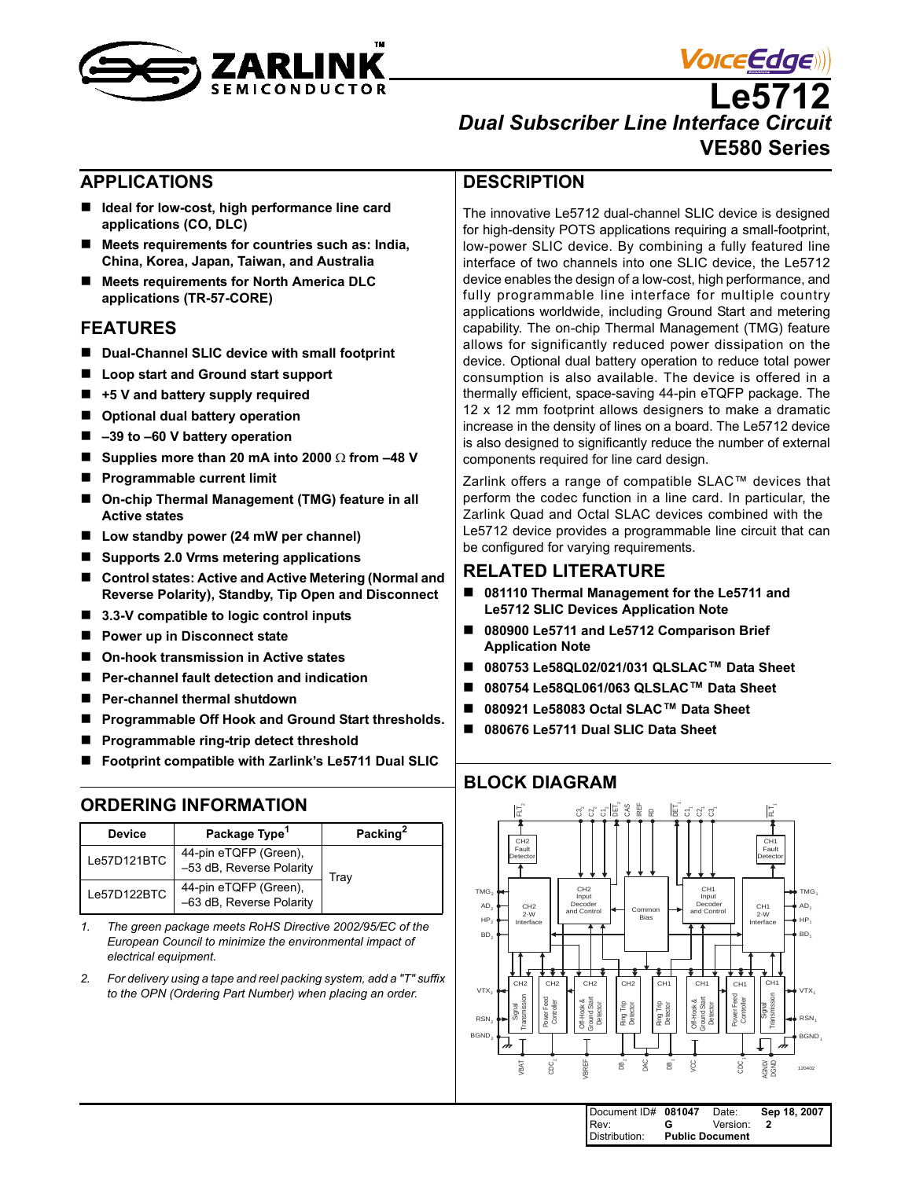# Le5712

## Dual Subscriber Line Interface Circuit

### VE580 Series

## APPLICATIONS

- Ideal for low-cost, high performance line card applications (CO, DLC)
- Meets requirements for countries such as: India, China, Korea, Japan, Taiwan, and Australia
- Meets requirements for North America DLC applications (TR-57-CORE)

## FEATURES

- Dual-Channel SLIC device with small footprint
- Loop start and Ground start support
- +5 V and battery supply required
- Optional dual battery operation
- –39 to –60 V battery operation
- Supplies more than 20 mA into 2000 Ω from –48 V
- Programmable current limit
- On-chip Thermal Management (TMG) feature in all Active states
- Low standby power (24 mW per channel)
- Supports 2.0 Vrms metering applications
- Control states: Active and Active Metering (Normal and Reverse Polarity), Standby, Tip Open and Disconnect
- 3.3-V compatible to logic control inputs
- Power up in Disconnect state
- On-hook transmission in Active states
- Per-channel fault detection and indication
- Per-channel thermal shutdown
- Programmable Off Hook and Ground Start thresholds.
- Programmable ring-trip detect threshold
- Footprint compatible with Zarlink's Le5711 Dual SLIC

## ORDERING INFORMATION

| Device | Package Type[1] | Packing[2] |
|---|---|---|
| Le57D121BTC | 44-pin eTQFP (Green), –53 dB, Reverse Polarity | Tray |
| Le57D122BTC | 44-pin eTQFP (Green), –63 dB, Reverse Polarity | |

1. *The green package meets RoHS Directive 2002/95/EC of the European Council to minimize the environmental impact of electrical equipment.*
2. *For delivery using a tape and reel packing system, add a "T" suffix to the OPN (Ordering Part Number) when placing an order.*

## DESCRIPTION

The innovative Le5712 dual-channel SLIC device is designed for high-density POTS applications requiring a small-footprint, low-power SLIC device. By combining a fully featured line interface of two channels into one SLIC device, the Le5712 device enables the design of a low-cost, high performance, and fully programmable line interface for multiple country applications worldwide, including Ground Start and metering capability. The on-chip Thermal Management (TMG) feature allows for significantly reduced power dissipation on the device. Optional dual battery operation to reduce total power consumption is also available. The device is offered in a thermally efficient, space-saving 44-pin eTQFP package. The 12 x 12 mm footprint allows designers to make a dramatic increase in the density of lines on a board. The Le5712 device is also designed to significantly reduce the number of external components required for line card design.

Zarlink offers a range of compatible SLAC™ devices that perform the codec function in a line card. In particular, the Zarlink Quad and Octal SLAC devices combined with the Le5712 device provides a programmable line circuit that can be configured for varying requirements.

## RELATED LITERATURE

- 081110 Thermal Management for the Le5711 and Le5712 SLIC Devices Application Note
- 080900 Le5711 and Le5712 Comparison Brief Application Note
- 080753 Le58QL02/021/031 QLSLAC™ Data Sheet
- 080754 Le58QL061/063 QLSLAC™ Data Sheet
- 080921 Le58083 Octal SLAC™ Data Sheet
- 080676 Le5711 Dual SLIC Data Sheet

## BLOCK DIAGRAM

| Document ID# | 081047 | Date: | Sep 18, 2007 |
|---|---|---|---|
| Rev: | G | Version: | 2 |
| Distribution: | Public Document | | |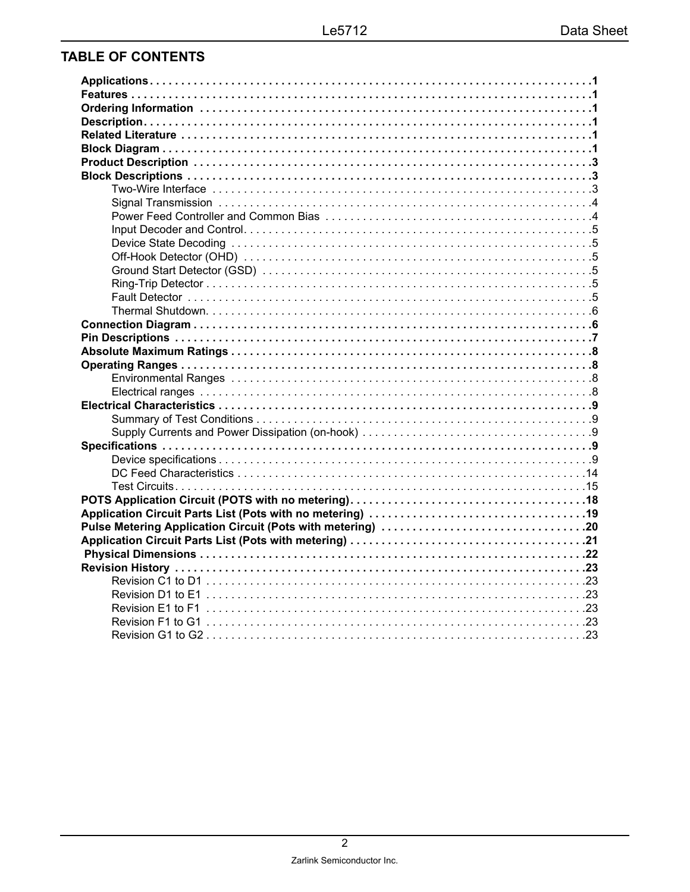## TABLE OF CONTENTS

**Applications** . . . . . . . . . . . . . . . . . . . . . . . . . . . . . . . . . . . . . . . . . . . . . . . . . . . . . . . . . . . . . . . . . . . . . **1**
**Features** . . . . . . . . . . . . . . . . . . . . . . . . . . . . . . . . . . . . . . . . . . . . . . . . . . . . . . . . . . . . . . . . . . . . . . **1**
**Ordering Information** . . . . . . . . . . . . . . . . . . . . . . . . . . . . . . . . . . . . . . . . . . . . . . . . . . . . . . . . . . . . . **1**
**Description** . . . . . . . . . . . . . . . . . . . . . . . . . . . . . . . . . . . . . . . . . . . . . . . . . . . . . . . . . . . . . . . . . . . . . **1**
**Related Literature** . . . . . . . . . . . . . . . . . . . . . . . . . . . . . . . . . . . . . . . . . . . . . . . . . . . . . . . . . . . . . . . . **1**
**Block Diagram** . . . . . . . . . . . . . . . . . . . . . . . . . . . . . . . . . . . . . . . . . . . . . . . . . . . . . . . . . . . . . . . . . . . **1**
**Product Description** . . . . . . . . . . . . . . . . . . . . . . . . . . . . . . . . . . . . . . . . . . . . . . . . . . . . . . . . . . . . . . . **3**
**Block Descriptions** . . . . . . . . . . . . . . . . . . . . . . . . . . . . . . . . . . . . . . . . . . . . . . . . . . . . . . . . . . . . . . . . **3**
- Two-Wire Interface . . . . . . . . . . . . . . . . . . . . . . . . . . . . . . . . . . . . . . . . . . . . . . . . . . . . . . . . . . . . . 3
- Signal Transmission . . . . . . . . . . . . . . . . . . . . . . . . . . . . . . . . . . . . . . . . . . . . . . . . . . . . . . . . . . . . 4
- Power Feed Controller and Common Bias . . . . . . . . . . . . . . . . . . . . . . . . . . . . . . . . . . . . . . . . . . 4
- Input Decoder and Control . . . . . . . . . . . . . . . . . . . . . . . . . . . . . . . . . . . . . . . . . . . . . . . . . . . . . . . 5
- Device State Decoding . . . . . . . . . . . . . . . . . . . . . . . . . . . . . . . . . . . . . . . . . . . . . . . . . . . . . . . . . . 5
- Off-Hook Detector (OHD) . . . . . . . . . . . . . . . . . . . . . . . . . . . . . . . . . . . . . . . . . . . . . . . . . . . . . . . . 5
- Ground Start Detector (GSD) . . . . . . . . . . . . . . . . . . . . . . . . . . . . . . . . . . . . . . . . . . . . . . . . . . . . . 5
- Ring-Trip Detector . . . . . . . . . . . . . . . . . . . . . . . . . . . . . . . . . . . . . . . . . . . . . . . . . . . . . . . . . . . . . . 5
- Fault Detector . . . . . . . . . . . . . . . . . . . . . . . . . . . . . . . . . . . . . . . . . . . . . . . . . . . . . . . . . . . . . . . . . 5
- Thermal Shutdown . . . . . . . . . . . . . . . . . . . . . . . . . . . . . . . . . . . . . . . . . . . . . . . . . . . . . . . . . . . . . 6

**Connection Diagram** . . . . . . . . . . . . . . . . . . . . . . . . . . . . . . . . . . . . . . . . . . . . . . . . . . . . . . . . . . . . . . . **6**
**Pin Descriptions** . . . . . . . . . . . . . . . . . . . . . . . . . . . . . . . . . . . . . . . . . . . . . . . . . . . . . . . . . . . . . . . . . . **7**
**Absolute Maximum Ratings** . . . . . . . . . . . . . . . . . . . . . . . . . . . . . . . . . . . . . . . . . . . . . . . . . . . . . . . . . . **8**
**Operating Ranges** . . . . . . . . . . . . . . . . . . . . . . . . . . . . . . . . . . . . . . . . . . . . . . . . . . . . . . . . . . . . . . . . . **8**
- Environmental Ranges . . . . . . . . . . . . . . . . . . . . . . . . . . . . . . . . . . . . . . . . . . . . . . . . . . . . . . . . . . 8
- Electrical ranges . . . . . . . . . . . . . . . . . . . . . . . . . . . . . . . . . . . . . . . . . . . . . . . . . . . . . . . . . . . . . . . 8

**Electrical Characteristics** . . . . . . . . . . . . . . . . . . . . . . . . . . . . . . . . . . . . . . . . . . . . . . . . . . . . . . . . . . . **9**
- Summary of Test Conditions . . . . . . . . . . . . . . . . . . . . . . . . . . . . . . . . . . . . . . . . . . . . . . . . . . . . . 9
- Supply Currents and Power Dissipation (on-hook) . . . . . . . . . . . . . . . . . . . . . . . . . . . . . . . . . . . . 9

**Specifications** . . . . . . . . . . . . . . . . . . . . . . . . . . . . . . . . . . . . . . . . . . . . . . . . . . . . . . . . . . . . . . . . . . . . **9**
- Device specifications . . . . . . . . . . . . . . . . . . . . . . . . . . . . . . . . . . . . . . . . . . . . . . . . . . . . . . . . . . . 9
- DC Feed Characteristics . . . . . . . . . . . . . . . . . . . . . . . . . . . . . . . . . . . . . . . . . . . . . . . . . . . . . . . . 14
- Test Circuits . . . . . . . . . . . . . . . . . . . . . . . . . . . . . . . . . . . . . . . . . . . . . . . . . . . . . . . . . . . . . . . . . . 15

**POTS Application Circuit (POTS with no metering)** . . . . . . . . . . . . . . . . . . . . . . . . . . . . . . . . . . . . . . **18**
**Application Circuit Parts List (Pots with no metering)** . . . . . . . . . . . . . . . . . . . . . . . . . . . . . . . . . . . **19**
**Pulse Metering Application Circuit (Pots with metering)** . . . . . . . . . . . . . . . . . . . . . . . . . . . . . . . . . **20**
**Application Circuit Parts List (Pots with metering)** . . . . . . . . . . . . . . . . . . . . . . . . . . . . . . . . . . . . . . **21**
**Physical Dimensions** . . . . . . . . . . . . . . . . . . . . . . . . . . . . . . . . . . . . . . . . . . . . . . . . . . . . . . . . . . . . . . . **22**
**Revision History** . . . . . . . . . . . . . . . . . . . . . . . . . . . . . . . . . . . . . . . . . . . . . . . . . . . . . . . . . . . . . . . . . . **23**
- Revision C1 to D1 . . . . . . . . . . . . . . . . . . . . . . . . . . . . . . . . . . . . . . . . . . . . . . . . . . . . . . . . . . . . . . 23
- Revision D1 to E1 . . . . . . . . . . . . . . . . . . . . . . . . . . . . . . . . . . . . . . . . . . . . . . . . . . . . . . . . . . . . . . 23
- Revision E1 to F1 . . . . . . . . . . . . . . . . . . . . . . . . . . . . . . . . . . . . . . . . . . . . . . . . . . . . . . . . . . . . . . 23
- Revision F1 to G1 . . . . . . . . . . . . . . . . . . . . . . . . . . . . . . . . . . . . . . . . . . . . . . . . . . . . . . . . . . . . . . 23
- Revision G1 to G2 . . . . . . . . . . . . . . . . . . . . . . . . . . . . . . . . . . . . . . . . . . . . . . . . . . . . . . . . . . . . . . 23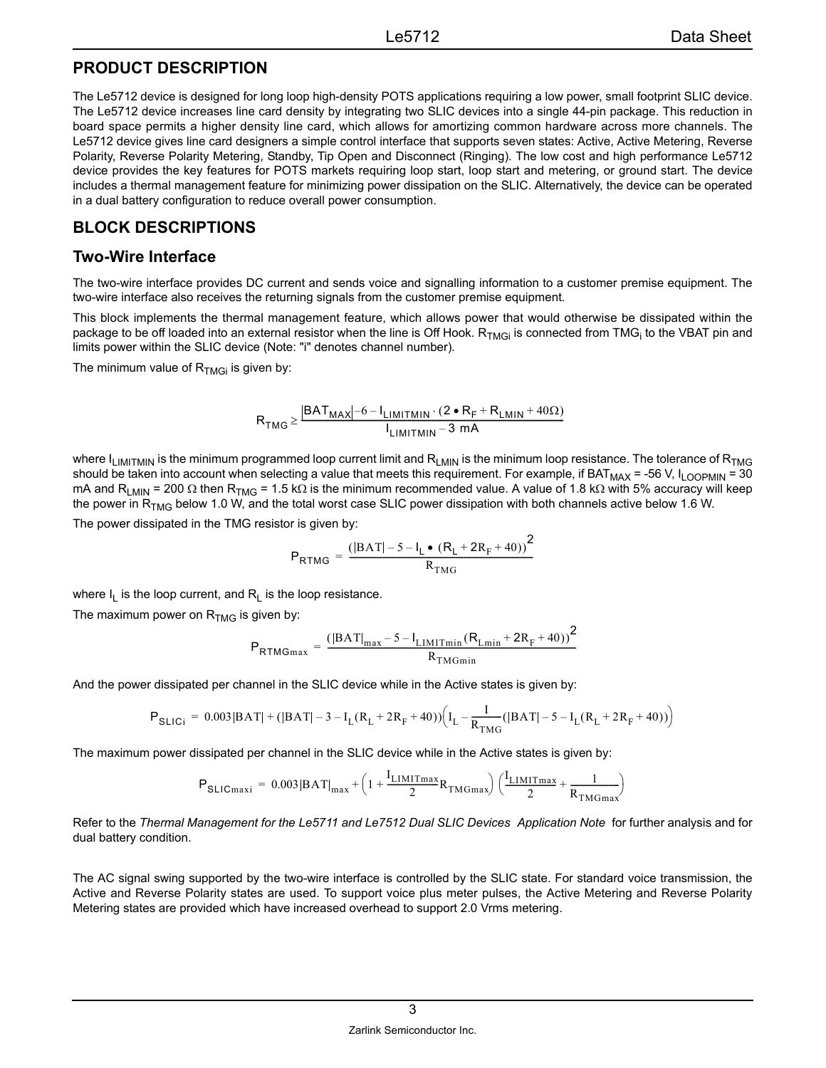## PRODUCT DESCRIPTION

The Le5712 device is designed for long loop high-density POTS applications requiring a low power, small footprint SLIC device. The Le5712 device increases line card density by integrating two SLIC devices into a single 44-pin package. This reduction in board space permits a higher density line card, which allows for amortizing common hardware across more channels. The Le5712 device gives line card designers a simple control interface that supports seven states: Active, Active Metering, Reverse Polarity, Reverse Polarity Metering, Standby, Tip Open and Disconnect (Ringing). The low cost and high performance Le5712 device provides the key features for POTS markets requiring loop start, loop start and metering, or ground start. The device includes a thermal management feature for minimizing power dissipation on the SLIC. Alternatively, the device can be operated in a dual battery configuration to reduce overall power consumption.

## BLOCK DESCRIPTIONS

### Two-Wire Interface

The two-wire interface provides DC current and sends voice and signalling information to a customer premise equipment. The two-wire interface also receives the returning signals from the customer premise equipment.

This block implements the thermal management feature, which allows power that would otherwise be dissipated within the package to be off loaded into an external resistor when the line is Off Hook. $R_{TMGi}$ is connected from $TMG_i$ to the VBAT pin and limits power within the SLIC device (Note: "i" denotes channel number).

The minimum value of $R_{TMGi}$ is given by:

$$R_{TMG} \geq \frac{|BAT_{MAX}| - 6 - I_{LIMITMIN} \cdot (2 \bullet R_F + R_{LMIN} + 40\Omega)}{I_{LIMITMIN} - 3 \text{ mA}}$$

where $I_{LIMITMIN}$ is the minimum programmed loop current limit and $R_{LMIN}$ is the minimum loop resistance. The tolerance of $R_{TMG}$ should be taken into account when selecting a value that meets this requirement. For example, if $BAT_{MAX}$ = -56 V, $I_{LOOPMIN}$ = 30 mA and $R_{LMIN}$ = 200 Ω then $R_{TMG}$ = 1.5 kΩ is the minimum recommended value. A value of 1.8 kΩ with 5% accuracy will keep the power in $R_{TMG}$ below 1.0 W, and the total worst case SLIC power dissipation with both channels active below 1.6 W.

The power dissipated in the TMG resistor is given by:

$$P_{RTMG} = \frac{(|BAT| - 5 - I_L \bullet (R_L + 2R_F + 40))^2}{R_{TMG}}$$

where $I_L$ is the loop current, and $R_L$ is the loop resistance.

The maximum power on $R_{TMG}$ is given by:

$$P_{RTMGmax} = \frac{(|BAT|_{max} - 5 - I_{LIMITmin}(R_{Lmin} + 2R_F + 40))^2}{R_{TMGmin}}$$

And the power dissipated per channel in the SLIC device while in the Active states is given by:

$$P_{SLICi} = 0.003|BAT| + (|BAT| - 3 - I_L(R_L + 2R_F + 40))\left(I_L - \frac{I}{R_{TMG}}(|BAT| - 5 - I_L(R_L + 2R_F + 40))\right)$$

The maximum power dissipated per channel in the SLIC device while in the Active states is given by:

$$P_{SLICmaxi} = 0.003|BAT|_{max} + \left(1 + \frac{I_{LIMITmax}}{2}R_{TMGmax}\right)\left(\frac{I_{LIMITmax}}{2} + \frac{1}{R_{TMGmax}}\right)$$

Refer to the *Thermal Management for the Le5711 and Le7512 Dual SLIC Devices Application Note* for further analysis and for dual battery condition.

The AC signal swing supported by the two-wire interface is controlled by the SLIC state. For standard voice transmission, the Active and Reverse Polarity states are used. To support voice plus meter pulses, the Active Metering and Reverse Polarity Metering states are provided which have increased overhead to support 2.0 Vrms metering.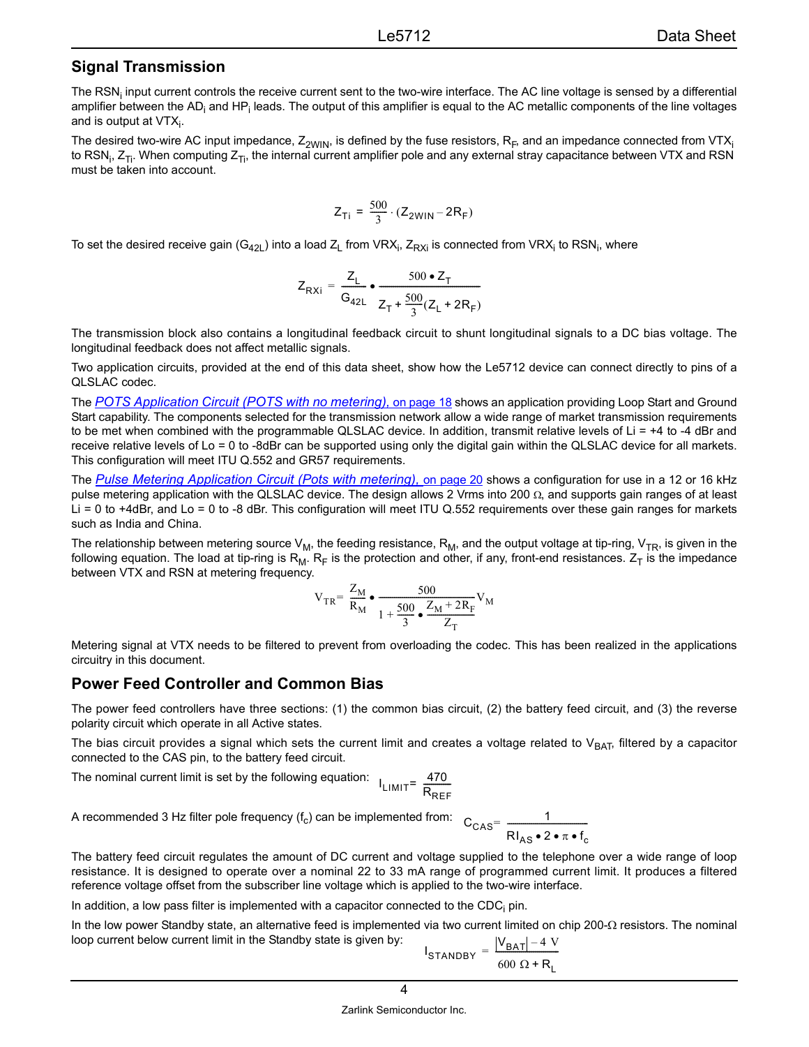## Signal Transmission

The $RSN_i$ input current controls the receive current sent to the two-wire interface. The AC line voltage is sensed by a differential amplifier between the $AD_i$ and $HP_i$ leads. The output of this amplifier is equal to the AC metallic components of the line voltages and is output at $VTX_i$.

The desired two-wire AC input impedance, $Z_{2WIN}$, is defined by the fuse resistors, $R_F$, and an impedance connected from $VTX_i$ to $RSN_i$, $Z_{Ti}$. When computing $Z_{Ti}$, the internal current amplifier pole and any external stray capacitance between VTX and RSN must be taken into account.

$$Z_{Ti} = \frac{500}{3} \cdot (Z_{2WIN} - 2R_F)$$

To set the desired receive gain ($G_{42L}$) into a load $Z_L$ from $VRX_i$, $Z_{RXi}$ is connected from $VRX_i$ to $RSN_i$, where

$$Z_{RXi} = \frac{Z_L}{G_{42L}} \bullet \frac{500 \bullet Z_T}{Z_T + \frac{500}{3}(Z_L + 2R_F)}$$

The transmission block also contains a longitudinal feedback circuit to shunt longitudinal signals to a DC bias voltage. The longitudinal feedback does not affect metallic signals.

Two application circuits, provided at the end of this data sheet, show how the Le5712 device can connect directly to pins of a QLSLAC codec.

The *POTS Application Circuit (POTS with no metering)*, on page 18 shows an application providing Loop Start and Ground Start capability. The components selected for the transmission network allow a wide range of market transmission requirements to be met when combined with the programmable QLSLAC device. In addition, transmit relative levels of Li = +4 to -4 dBr and receive relative levels of Lo = 0 to -8dBr can be supported using only the digital gain within the QLSLAC device for all markets. This configuration will meet ITU Q.552 and GR57 requirements.

The *Pulse Metering Application Circuit (Pots with metering)*, on page 20 shows a configuration for use in a 12 or 16 kHz pulse metering application with the QLSLAC device. The design allows 2 Vrms into 200 Ω, and supports gain ranges of at least Li = 0 to +4dBr, and Lo = 0 to -8 dBr. This configuration will meet ITU Q.552 requirements over these gain ranges for markets such as India and China.

The relationship between metering source $V_M$, the feeding resistance, $R_M$, and the output voltage at tip-ring, $V_{TR}$, is given in the following equation. The load at tip-ring is $R_M$. $R_F$ is the protection and other, if any, front-end resistances. $Z_T$ is the impedance between VTX and RSN at metering frequency.

$$V_{TR} = \frac{Z_M}{R_M} \bullet \frac{500}{1 + \frac{500}{3} \bullet \frac{Z_M + 2R_F}{Z_T}} V_M$$

Metering signal at VTX needs to be filtered to prevent from overloading the codec. This has been realized in the applications circuitry in this document.

## Power Feed Controller and Common Bias

The power feed controllers have three sections: (1) the common bias circuit, (2) the battery feed circuit, and (3) the reverse polarity circuit which operate in all Active states.

The bias circuit provides a signal which sets the current limit and creates a voltage related to $V_{BAT}$, filtered by a capacitor connected to the CAS pin, to the battery feed circuit.

The nominal current limit is set by the following equation: $I_{LIMIT} = \frac{470}{R_{REF}}$

A recommended 3 Hz filter pole frequency ($f_c$) can be implemented from: $C_{CAS} = \frac{1}{RI_{AS} \bullet 2 \bullet \pi \bullet f_c}$

The battery feed circuit regulates the amount of DC current and voltage supplied to the telephone over a wide range of loop resistance. It is designed to operate over a nominal 22 to 33 mA range of programmed current limit. It produces a filtered reference voltage offset from the subscriber line voltage which is applied to the two-wire interface.

In addition, a low pass filter is implemented with a capacitor connected to the $CDC_i$ pin.

In the low power Standby state, an alternative feed is implemented via two current limited on chip 200-Ω resistors. The nominal loop current below current limit in the Standby state is given by:

$$I_{STANDBY} = \frac{|V_{BAT}| - 4\ V}{600\ \Omega + R_L}$$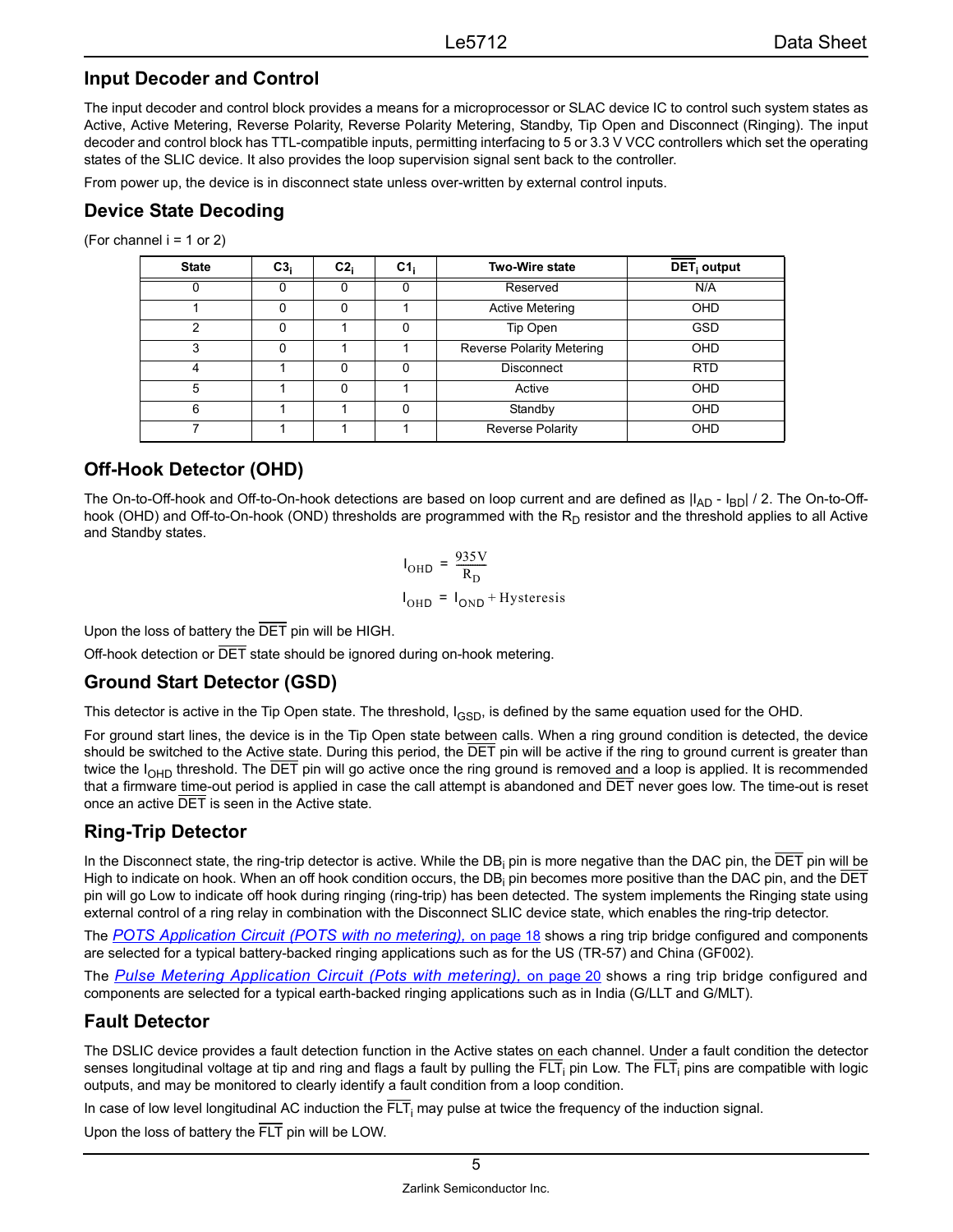## Input Decoder and Control

The input decoder and control block provides a means for a microprocessor or SLAC device IC to control such system states as Active, Active Metering, Reverse Polarity, Reverse Polarity Metering, Standby, Tip Open and Disconnect (Ringing). The input decoder and control block has TTL-compatible inputs, permitting interfacing to 5 or 3.3 V VCC controllers which set the operating states of the SLIC device. It also provides the loop supervision signal sent back to the controller.

From power up, the device is in disconnect state unless over-written by external control inputs.

## Device State Decoding

(For channel i = 1 or 2)

| State | $C3_i$ | $C2_i$ | $C1_i$ | Two-Wire state | $\overline{DET_i}$ output |
|---|---|---|---|---|---|
| 0 | 0 | 0 | 0 | Reserved | N/A |
| 1 | 0 | 0 | 1 | Active Metering | OHD |
| 2 | 0 | 1 | 0 | Tip Open | GSD |
| 3 | 0 | 1 | 1 | Reverse Polarity Metering | OHD |
| 4 | 1 | 0 | 0 | Disconnect | RTD |
| 5 | 1 | 0 | 1 | Active | OHD |
| 6 | 1 | 1 | 0 | Standby | OHD |
| 7 | 1 | 1 | 1 | Reverse Polarity | OHD |

## Off-Hook Detector (OHD)

The On-to-Off-hook and Off-to-On-hook detections are based on loop current and are defined as $|I_{AD} - I_{BD}| / 2$. The On-to-Off-hook (OHD) and Off-to-On-hook (OND) thresholds are programmed with the $R_D$ resistor and the threshold applies to all Active and Standby states.

$$I_{OHD} = \frac{935V}{R_D}$$

$$I_{OHD} = I_{OND} + \text{Hysteresis}$$

Upon the loss of battery the $\overline{DET}$ pin will be HIGH.

Off-hook detection or $\overline{DET}$ state should be ignored during on-hook metering.

## Ground Start Detector (GSD)

This detector is active in the Tip Open state. The threshold, $I_{GSD}$, is defined by the same equation used for the OHD.

For ground start lines, the device is in the Tip Open state between calls. When a ring ground condition is detected, the device should be switched to the Active state. During this period, the $\overline{DET}$ pin will be active if the ring to ground current is greater than twice the $I_{OHD}$ threshold. The $\overline{DET}$ pin will go active once the ring ground is removed and a loop is applied. It is recommended that a firmware time-out period is applied in case the call attempt is abandoned and $\overline{DET}$ never goes low. The time-out is reset once an active $\overline{DET}$ is seen in the Active state.

## Ring-Trip Detector

In the Disconnect state, the ring-trip detector is active. While the $DB_i$ pin is more negative than the DAC pin, the $\overline{DET}$ pin will be High to indicate on hook. When an off hook condition occurs, the $DB_i$ pin becomes more positive than the DAC pin, and the $\overline{DET}$ pin will go Low to indicate off hook during ringing (ring-trip) has been detected. The system implements the Ringing state using external control of a ring relay in combination with the Disconnect SLIC device state, which enables the ring-trip detector.

The *POTS Application Circuit (POTS with no metering), on page 18* shows a ring trip bridge configured and components are selected for a typical battery-backed ringing applications such as for the US (TR-57) and China (GF002).

The *Pulse Metering Application Circuit (Pots with metering), on page 20* shows a ring trip bridge configured and components are selected for a typical earth-backed ringing applications such as in India (G/LLT and G/MLT).

## Fault Detector

The DSLIC device provides a fault detection function in the Active states on each channel. Under a fault condition the detector senses longitudinal voltage at tip and ring and flags a fault by pulling the $\overline{FLT_i}$ pin Low. The $\overline{FLT_i}$ pins are compatible with logic outputs, and may be monitored to clearly identify a fault condition from a loop condition.

In case of low level longitudinal AC induction the $\overline{FLT_i}$ may pulse at twice the frequency of the induction signal.

Upon the loss of battery the $\overline{FLT}$ pin will be LOW.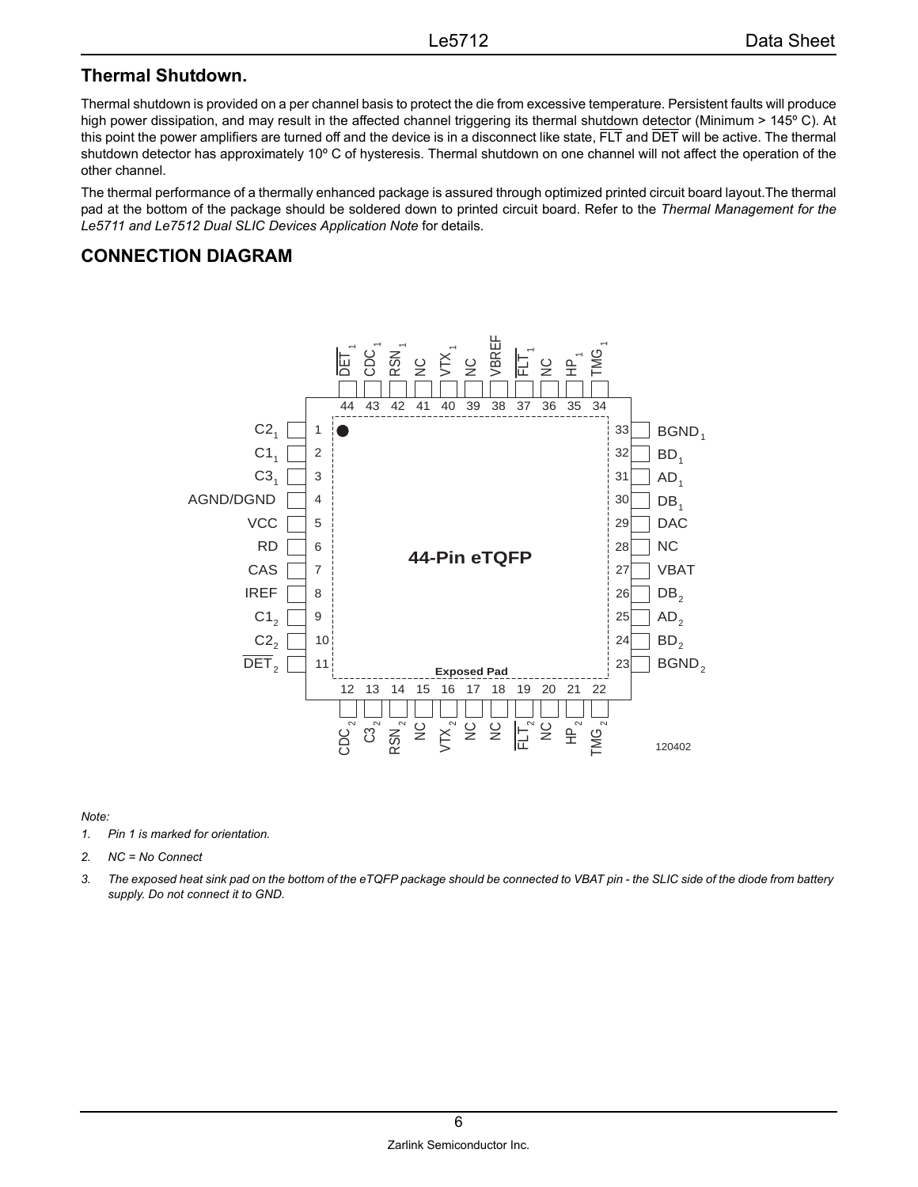## Thermal Shutdown.

Thermal shutdown is provided on a per channel basis to protect the die from excessive temperature. Persistent faults will produce high power dissipation, and may result in the affected channel triggering its thermal shutdown detector (Minimum > 145º C). At this point the power amplifiers are turned off and the device is in a disconnect like state, $\overline{FLT}$ and $\overline{DET}$ will be active. The thermal shutdown detector has approximately 10º C of hysteresis. Thermal shutdown on one channel will not affect the operation of the other channel.

The thermal performance of a thermally enhanced package is assured through optimized printed circuit board layout.The thermal pad at the bottom of the package should be soldered down to printed circuit board. Refer to the *Thermal Management for the Le5711 and Le7512 Dual SLIC Devices Application Note* for details.

## CONNECTION DIAGRAM

**44-Pin eTQFP** (Exposed Pad)

| Pin | Name | Pin | Name |
|---|---|---|---|
| 1 | $C2_1$ | 23 | $BGND_2$ |
| 2 | $C1_1$ | 24 | $BD_2$ |
| 3 | $C3_1$ | 25 | $AD_2$ |
| 4 | AGND/DGND | 26 | $DB_2$ |
| 5 | VCC | 27 | VBAT |
| 6 | RD | 28 | NC |
| 7 | CAS | 29 | DAC |
| 8 | IREF | 30 | $DB_1$ |
| 9 | $C1_2$ | 31 | $AD_1$ |
| 10 | $C2_2$ | 32 | $BD_1$ |
| 11 | $\overline{DET}_2$ | 33 | $BGND_1$ |
| 12 | $CDC_2$ | 34 | $TMG_1$ |
| 13 | $C3_2$ | 35 | $HP_1$ |
| 14 | $RSN_2$ | 36 | NC |
| 15 | NC | 37 | $\overline{FLT}_1$ |
| 16 | $VTX_2$ | 38 | VBREF |
| 17 | NC | 39 | NC |
| 18 | NC | 40 | $VTX_1$ |
| 19 | $\overline{FLT}_2$ | 41 | NC |
| 20 | NC | 42 | $RSN_1$ |
| 21 | $HP_2$ | 43 | $CDC_1$ |
| 22 | $TMG_2$ | 44 | $\overline{DET}_1$ |

120402

*Note:*

1. *Pin 1 is marked for orientation.*
2. *NC = No Connect*
3. *The exposed heat sink pad on the bottom of the eTQFP package should be connected to VBAT pin - the SLIC side of the diode from battery supply. Do not connect it to GND.*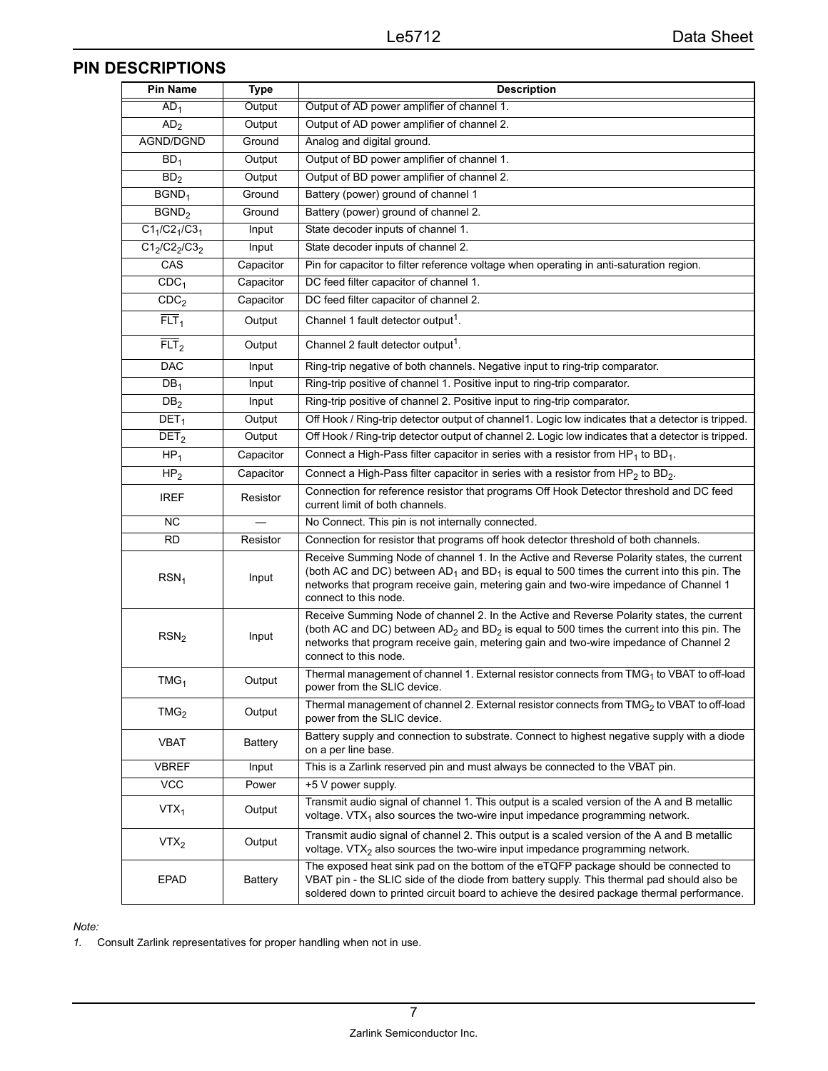## PIN DESCRIPTIONS

| Pin Name | Type | Description |
|---|---|---|
| $AD_1$ | Output | Output of AD power amplifier of channel 1. |
| $AD_2$ | Output | Output of AD power amplifier of channel 2. |
| AGND/DGND | Ground | Analog and digital ground. |
| $BD_1$ | Output | Output of BD power amplifier of channel 1. |
| $BD_2$ | Output | Output of BD power amplifier of channel 2. |
| $BGND_1$ | Ground | Battery (power) ground of channel 1 |
| $BGND_2$ | Ground | Battery (power) ground of channel 2. |
| $C1_1/C2_1/C3_1$ | Input | State decoder inputs of channel 1. |
| $C1_2/C2_2/C3_2$ | Input | State decoder inputs of channel 2. |
| CAS | Capacitor | Pin for capacitor to filter reference voltage when operating in anti-saturation region. |
| $CDC_1$ | Capacitor | DC feed filter capacitor of channel 1. |
| $CDC_2$ | Capacitor | DC feed filter capacitor of channel 2. |
| $\overline{FLT}_1$ | Output | Channel 1 fault detector output[1]. |
| $\overline{FLT}_2$ | Output | Channel 2 fault detector output[1]. |
| DAC | Input | Ring-trip negative of both channels. Negative input to ring-trip comparator. |
| $DB_1$ | Input | Ring-trip positive of channel 1. Positive input to ring-trip comparator. |
| $DB_2$ | Input | Ring-trip positive of channel 2. Positive input to ring-trip comparator. |
| $\overline{DET}_1$ | Output | Off Hook / Ring-trip detector output of channel1. Logic low indicates that a detector is tripped. |
| $\overline{DET}_2$ | Output | Off Hook / Ring-trip detector output of channel 2. Logic low indicates that a detector is tripped. |
| $HP_1$ | Capacitor | Connect a High-Pass filter capacitor in series with a resistor from $HP_1$ to $BD_1$. |
| $HP_2$ | Capacitor | Connect a High-Pass filter capacitor in series with a resistor from $HP_2$ to $BD_2$. |
| IREF | Resistor | Connection for reference resistor that programs Off Hook Detector threshold and DC feed current limit of both channels. |
| NC | — | No Connect. This pin is not internally connected. |
| RD | Resistor | Connection for resistor that programs off hook detector threshold of both channels. |
| $RSN_1$ | Input | Receive Summing Node of channel 1. In the Active and Reverse Polarity states, the current (both AC and DC) between $AD_1$ and $BD_1$ is equal to 500 times the current into this pin. The networks that program receive gain, metering gain and two-wire impedance of Channel 1 connect to this node. |
| $RSN_2$ | Input | Receive Summing Node of channel 2. In the Active and Reverse Polarity states, the current (both AC and DC) between $AD_2$ and $BD_2$ is equal to 500 times the current into this pin. The networks that program receive gain, metering gain and two-wire impedance of Channel 2 connect to this node. |
| $TMG_1$ | Output | Thermal management of channel 1. External resistor connects from $TMG_1$ to VBAT to off-load power from the SLIC device. |
| $TMG_2$ | Output | Thermal management of channel 2. External resistor connects from $TMG_2$ to VBAT to off-load power from the SLIC device. |
| VBAT | Battery | Battery supply and connection to substrate. Connect to highest negative supply with a diode on a per line base. |
| VBREF | Input | This is a Zarlink reserved pin and must always be connected to the VBAT pin. |
| VCC | Power | +5 V power supply. |
| $VTX_1$ | Output | Transmit audio signal of channel 1. This output is a scaled version of the A and B metallic voltage. $VTX_1$ also sources the two-wire input impedance programming network. |
| $VTX_2$ | Output | Transmit audio signal of channel 2. This output is a scaled version of the A and B metallic voltage. $VTX_2$ also sources the two-wire input impedance programming network. |
| EPAD | Battery | The exposed heat sink pad on the bottom of the eTQFP package should be connected to VBAT pin - the SLIC side of the diode from battery supply. This thermal pad should also be soldered down to printed circuit board to achieve the desired package thermal performance. |

*Note:*

1. Consult Zarlink representatives for proper handling when not in use.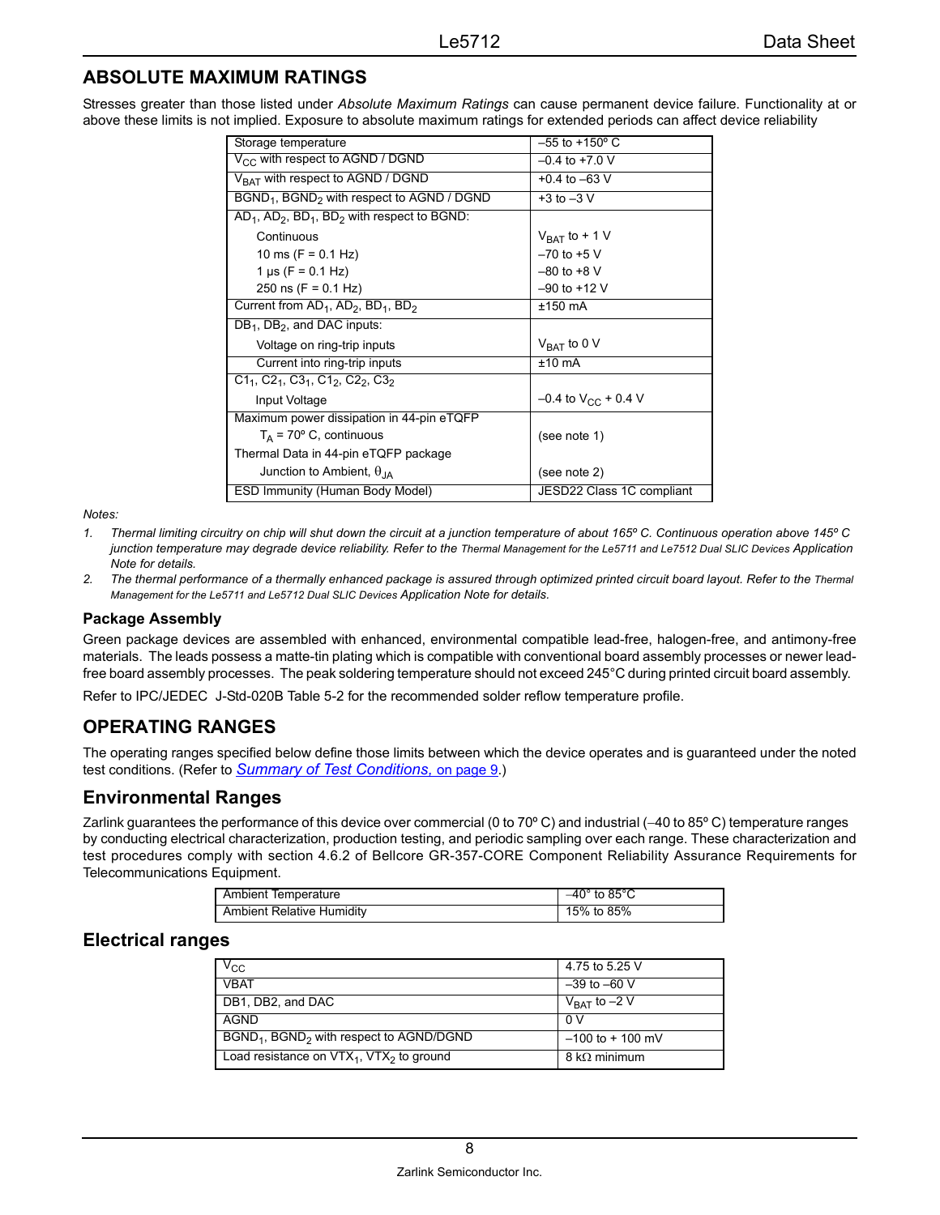## ABSOLUTE MAXIMUM RATINGS

Stresses greater than those listed under *Absolute Maximum Ratings* can cause permanent device failure. Functionality at or above these limits is not implied. Exposure to absolute maximum ratings for extended periods can affect device reliability

| | |
|---|---|
| Storage temperature | –55 to +150º C |
| $V_{CC}$ with respect to AGND / DGND | –0.4 to +7.0 V |
| $V_{BAT}$ with respect to AGND / DGND | +0.4 to –63 V |
| $BGND_1$, $BGND_2$ with respect to AGND / DGND | +3 to –3 V |
| $AD_1$, $AD_2$, $BD_1$, $BD_2$ with respect to BGND: | |
| Continuous | $V_{BAT}$ to + 1 V |
| 10 ms (F = 0.1 Hz) | –70 to +5 V |
| 1 µs (F = 0.1 Hz) | –80 to +8 V |
| 250 ns (F = 0.1 Hz) | –90 to +12 V |
| Current from $AD_1$, $AD_2$, $BD_1$, $BD_2$ | ±150 mA |
| $DB_1$, $DB_2$, and DAC inputs: | |
| Voltage on ring-trip inputs | $V_{BAT}$ to 0 V |
| Current into ring-trip inputs | ±10 mA |
| $C1_1$, $C2_1$, $C3_1$, $C1_2$, $C2_2$, $C3_2$ | |
| Input Voltage | –0.4 to $V_{CC}$ + 0.4 V |
| Maximum power dissipation in 44-pin eTQFP | |
| $T_A$ = 70º C, continuous | (see note 1) |
| Thermal Data in 44-pin eTQFP package | |
| Junction to Ambient, $\theta_{JA}$ | (see note 2) |
| ESD Immunity (Human Body Model) | JESD22 Class 1C compliant |

*Notes:*

1. *Thermal limiting circuitry on chip will shut down the circuit at a junction temperature of about 165º C. Continuous operation above 145º C junction temperature may degrade device reliability. Refer to the* Thermal Management for the Le5711 and Le7512 Dual SLIC Devices *Application Note for details.*
2. *The thermal performance of a thermally enhanced package is assured through optimized printed circuit board layout. Refer to the* Thermal Management for the Le5711 and Le5712 Dual SLIC Devices *Application Note for details.*

### Package Assembly

Green package devices are assembled with enhanced, environmental compatible lead-free, halogen-free, and antimony-free materials. The leads possess a matte-tin plating which is compatible with conventional board assembly processes or newer lead-free board assembly processes. The peak soldering temperature should not exceed 245°C during printed circuit board assembly.

Refer to IPC/JEDEC J-Std-020B Table 5-2 for the recommended solder reflow temperature profile.

## OPERATING RANGES

The operating ranges specified below define those limits between which the device operates and is guaranteed under the noted test conditions. (Refer to *Summary of Test Conditions,* on page 9.)

## Environmental Ranges

Zarlink guarantees the performance of this device over commercial (0 to 70º C) and industrial (–40 to 85º C) temperature ranges by conducting electrical characterization, production testing, and periodic sampling over each range. These characterization and test procedures comply with section 4.6.2 of Bellcore GR-357-CORE Component Reliability Assurance Requirements for Telecommunications Equipment.

| | |
|---|---|
| Ambient Temperature | –40° to 85°C |
| Ambient Relative Humidity | 15% to 85% |

## Electrical ranges

| | |
|---|---|
| $V_{CC}$ | 4.75 to 5.25 V |
| VBAT | –39 to –60 V |
| DB1, DB2, and DAC | $V_{BAT}$ to –2 V |
| AGND | 0 V |
| $BGND_1$, $BGND_2$ with respect to AGND/DGND | –100 to + 100 mV |
| Load resistance on $VTX_1$, $VTX_2$ to ground | 8 kΩ minimum |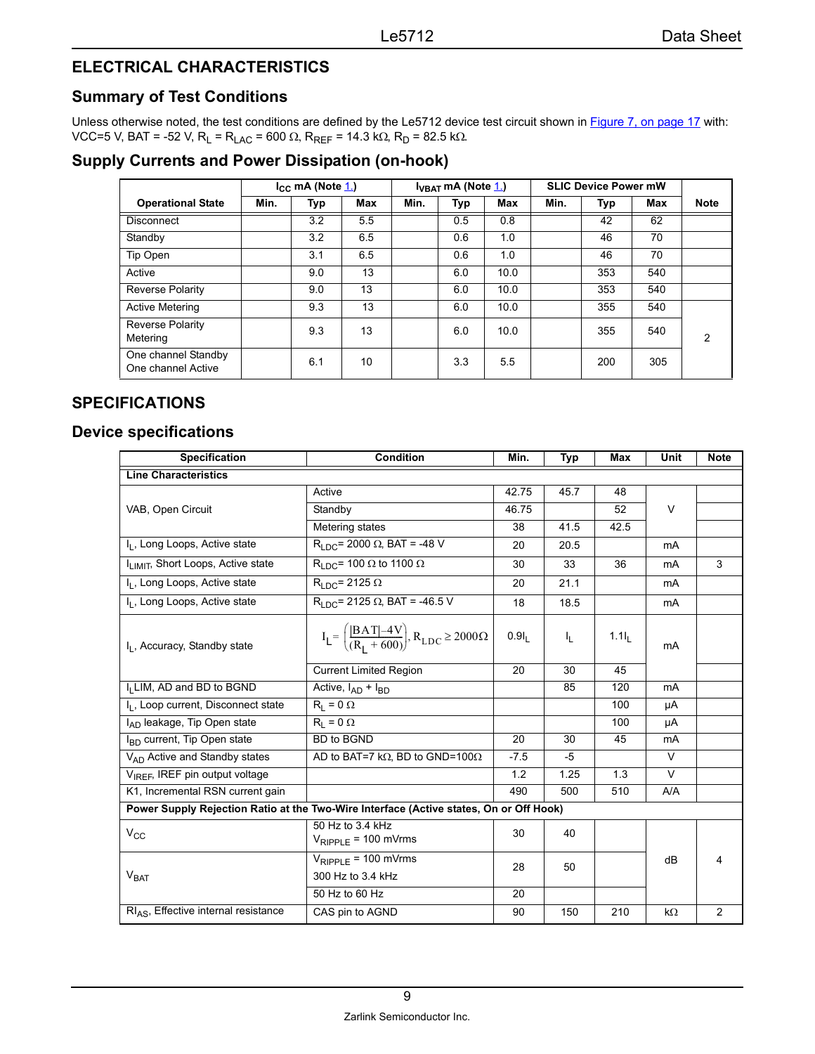## ELECTRICAL CHARACTERISTICS

### Summary of Test Conditions

Unless otherwise noted, the test conditions are defined by the Le5712 device test circuit shown in Figure 7, on page 17 with: VCC=5 V, BAT = -52 V, $R_L$ = $R_{LAC}$ = 600 Ω, $R_{REF}$ = 14.3 kΩ, $R_D$ = 82.5 kΩ.

### Supply Currents and Power Dissipation (on-hook)

| Operational State | $I_{CC}$ mA (Note 1.) | | | $I_{VBAT}$ mA (Note 1.) | | | SLIC Device Power mW | | | Note |
|---|---|---|---|---|---|---|---|---|---|---|
| | Min. | Typ | Max | Min. | Typ | Max | Min. | Typ | Max | |
| Disconnect | | 3.2 | 5.5 | | 0.5 | 0.8 | | 42 | 62 | |
| Standby | | 3.2 | 6.5 | | 0.6 | 1.0 | | 46 | 70 | |
| Tip Open | | 3.1 | 6.5 | | 0.6 | 1.0 | | 46 | 70 | |
| Active | | 9.0 | 13 | | 6.0 | 10.0 | | 353 | 540 | |
| Reverse Polarity | | 9.0 | 13 | | 6.0 | 10.0 | | 353 | 540 | |
| Active Metering | | 9.3 | 13 | | 6.0 | 10.0 | | 355 | 540 | 2 |
| Reverse Polarity Metering | | 9.3 | 13 | | 6.0 | 10.0 | | 355 | 540 | 2 |
| One channel Standby One channel Active | | 6.1 | 10 | | 3.3 | 5.5 | | 200 | 305 | 2 |

## SPECIFICATIONS

### Device specifications

| Specification | Condition | Min. | Typ | Max | Unit | Note |
|---|---|---|---|---|---|---|
| **Line Characteristics** | | | | | | |
| VAB, Open Circuit | Active | 42.75 | 45.7 | 48 | V | |
| | Standby | 46.75 | | 52 | V | |
| | Metering states | 38 | 41.5 | 42.5 | V | |
| $I_L$, Long Loops, Active state | $R_{LDC}$= 2000 Ω, BAT = -48 V | 20 | 20.5 | | mA | |
| $I_{LIMIT}$, Short Loops, Active state | $R_{LDC}$= 100 Ω to 1100 Ω | 30 | 33 | 36 | mA | 3 |
| $I_L$, Long Loops, Active state | $R_{LDC}$= 2125 Ω | 20 | 21.1 | | mA | |
| $I_L$, Long Loops, Active state | $R_{LDC}$= 2125 Ω, BAT = -46.5 V | 18 | 18.5 | | mA | |
| $I_L$, Accuracy, Standby state | $I_L = \left(\frac{\lvert BAT\rvert - 4V}{(R_L + 600)}\right), R_{LDC} \geq 2000\Omega$ | $0.9I_L$ | $I_L$ | $1.1I_L$ | mA | |
| | Current Limited Region | 20 | 30 | 45 | mA | |
| $I_L$LIM, AD and BD to BGND | Active, $I_{AD}$ + $I_{BD}$ | | 85 | 120 | mA | |
| $I_L$, Loop current, Disconnect state | $R_L$ = 0 Ω | | | 100 | µA | |
| $I_{AD}$ leakage, Tip Open state | $R_L$ = 0 Ω | | | 100 | µA | |
| $I_{BD}$ current, Tip Open state | BD to BGND | 20 | 30 | 45 | mA | |
| $V_{AD}$ Active and Standby states | AD to BAT=7 kΩ, BD to GND=100Ω | -7.5 | -5 | | V | |
| $V_{IREF}$, IREF pin output voltage | | 1.2 | 1.25 | 1.3 | V | |
| K1, Incremental RSN current gain | | 490 | 500 | 510 | A/A | |
| **Power Supply Rejection Ratio at the Two-Wire Interface (Active states, On or Off Hook)** | | | | | | |
| $V_{CC}$ | 50 Hz to 3.4 kHz $V_{RIPPLE}$ = 100 mVrms | 30 | 40 | | dB | 4 |
| $V_{BAT}$ | $V_{RIPPLE}$ = 100 mVrms 300 Hz to 3.4 kHz | 28 | 50 | | dB | 4 |
| | 50 Hz to 60 Hz | 20 | | | dB | 4 |
| $RI_{AS}$, Effective internal resistance | CAS pin to AGND | 90 | 150 | 210 | kΩ | 2 |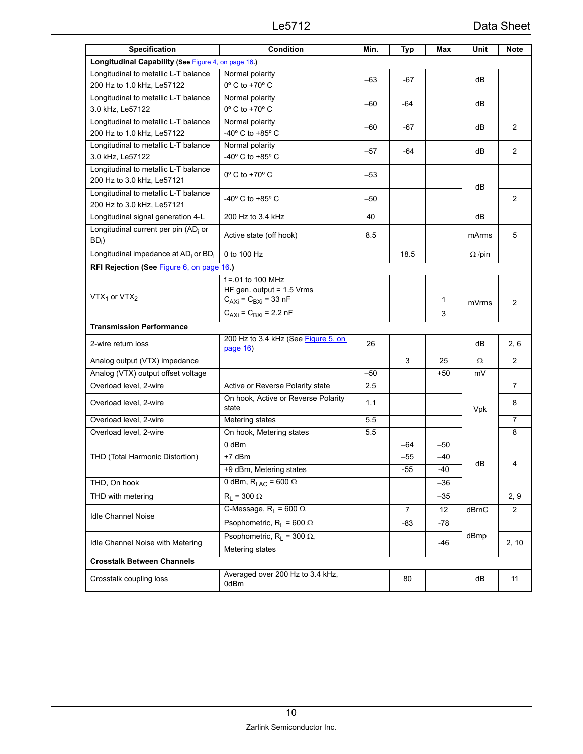| Specification | Condition | Min. | Typ | Max | Unit | Note |
|---|---|---|---|---|---|---|
| **Longitudinal Capability** (See Figure 4, on page 16.) | | | | | | |
| Longitudinal to metallic L-T balance 200 Hz to 1.0 kHz, Le57122 | Normal polarity 0º C to +70º C | –63 | -67 | | dB | |
| Longitudinal to metallic L-T balance 3.0 kHz, Le57122 | Normal polarity 0º C to +70º C | –60 | -64 | | dB | |
| Longitudinal to metallic L-T balance 200 Hz to 1.0 kHz, Le57122 | Normal polarity -40º C to +85º C | –60 | -67 | | dB | 2 |
| Longitudinal to metallic L-T balance 3.0 kHz, Le57122 | Normal polarity -40º C to +85º C | –57 | -64 | | dB | 2 |
| Longitudinal to metallic L-T balance 200 Hz to 3.0 kHz, Le57121 | 0º C to +70º C | –53 | | | dB | |
| Longitudinal to metallic L-T balance 200 Hz to 3.0 kHz, Le57121 | -40º C to +85º C | –50 | | | dB | 2 |
| Longitudinal signal generation 4-L | 200 Hz to 3.4 kHz | 40 | | | dB | |
| Longitudinal current per pin ($AD_i$ or $BD_i$) | Active state (off hook) | 8.5 | | | mArms | 5 |
| Longitudinal impedance at $AD_i$ or $BD_i$ | 0 to 100 Hz | | 18.5 | | Ω /pin | |
| **RFI Rejection (See Figure 6, on page 16.)** | | | | | | |
| $VTX_1$ or $VTX_2$ | f =.01 to 100 MHz<br>HF gen. output = 1.5 Vrms<br>$C_{AXi} = C_{BXi}$ = 33 nF<br>$C_{AXi} = C_{BXi}$ = 2.2 nF | | | 1<br><br>3 | mVrms | 2 |
| **Transmission Performance** | | | | | | |
| 2-wire return loss | 200 Hz to 3.4 kHz (See Figure 5, on page 16) | 26 | | | dB | 2, 6 |
| Analog output (VTX) impedance | | | 3 | 25 | Ω | 2 |
| Analog (VTX) output offset voltage | | –50 | | +50 | mV | |
| Overload level, 2-wire | Active or Reverse Polarity state | 2.5 | | | Vpk | 7 |
| Overload level, 2-wire | On hook, Active or Reverse Polarity state | 1.1 | | | Vpk | 8 |
| Overload level, 2-wire | Metering states | 5.5 | | | Vpk | 7 |
| Overload level, 2-wire | On hook, Metering states | 5.5 | | | Vpk | 8 |
| THD (Total Harmonic Distortion) | 0 dBm | | –64 | –50 | dB | 4 |
| | +7 dBm | | –55 | –40 | dB | 4 |
| | +9 dBm, Metering states | | -55 | -40 | dB | 4 |
| THD, On hook | 0 dBm, $R_{LAC}$ = 600 Ω | | | –36 | dB | 4 |
| THD with metering | $R_L$ = 300 Ω | | | –35 | | 2, 9 |
| Idle Channel Noise | C-Message, $R_L$ = 600 Ω | | 7 | 12 | dBrnC | 2 |
| | Psophometric, $R_L$ = 600 Ω | | -83 | -78 | dBmp | |
| Idle Channel Noise with Metering | Psophometric, $R_L$ = 300 Ω, Metering states | | | -46 | dBmp | 2, 10 |
| **Crosstalk Between Channels** | | | | | | |
| Crosstalk coupling loss | Averaged over 200 Hz to 3.4 kHz, 0dBm | | 80 | | dB | 11 |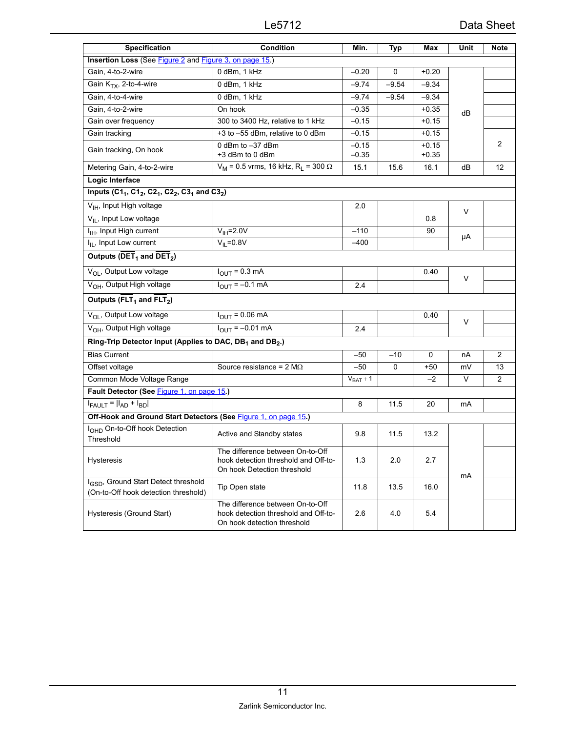| Specification | Condition | Min. | Typ | Max | Unit | Note |
|---|---|---|---|---|---|---|
| **Insertion Loss** (See Figure 2 and Figure 3, on page 15.) | | | | | | |
| Gain, 4-to-2-wire | 0 dBm, 1 kHz | –0.20 | 0 | +0.20 | dB | |
| Gain $K_{TX}$, 2-to-4-wire | 0 dBm, 1 kHz | –9.74 | –9.54 | –9.34 | dB | |
| Gain, 4-to-4-wire | 0 dBm, 1 kHz | –9.74 | –9.54 | –9.34 | dB | |
| Gain, 4-to-2-wire | On hook | –0.35 | | +0.35 | dB | |
| Gain over frequency | 300 to 3400 Hz, relative to 1 kHz | –0.15 | | +0.15 | dB | |
| Gain tracking | +3 to –55 dBm, relative to 0 dBm | –0.15 | | +0.15 | dB | 2 |
| Gain tracking, On hook | 0 dBm to –37 dBm<br>+3 dBm to 0 dBm | –0.15<br>–0.35 | | +0.15<br>+0.35 | dB | 2 |
| Metering Gain, 4-to-2-wire | $V_M$ = 0.5 vrms, 16 kHz, $R_L$ = 300 Ω | 15.1 | 15.6 | 16.1 | dB | 12 |
| **Logic Interface** | | | | | | |
| **Inputs ($C1_1$, $C1_2$, $C2_1$, $C2_2$, $C3_1$ and $C3_2$)** | | | | | | |
| $V_{IH}$, Input High voltage | | 2.0 | | | V | |
| $V_{IL}$, Input Low voltage | | | | 0.8 | V | |
| $I_{IH}$, Input High current | $V_{IH}$=2.0V | –110 | | 90 | µA | |
| $I_{IL}$, Input Low current | $V_{IL}$=0.8V | –400 | | | µA | |
| **Outputs ($\overline{DET}_1$ and $\overline{DET}_2$)** | | | | | | |
| $V_{OL}$, Output Low voltage | $I_{OUT}$ = 0.3 mA | | | 0.40 | V | |
| $V_{OH}$, Output High voltage | $I_{OUT}$ = –0.1 mA | 2.4 | | | V | |
| **Outputs ($\overline{FLT}_1$ and $\overline{FLT}_2$)** | | | | | | |
| $V_{OL}$, Output Low voltage | $I_{OUT}$ = 0.06 mA | | | 0.40 | V | |
| $V_{OH}$, Output High voltage | $I_{OUT}$ = –0.01 mA | 2.4 | | | V | |
| **Ring-Trip Detector Input (Applies to DAC, $DB_1$ and $DB_2$.)** | | | | | | |
| Bias Current | | –50 | –10 | 0 | nA | 2 |
| Offset voltage | Source resistance = 2 MΩ | –50 | 0 | +50 | mV | 13 |
| Common Mode Voltage Range | | $V_{BAT}$ + 1 | | –2 | V | 2 |
| **Fault Detector (See Figure 1, on page 15.)** | | | | | | |
| $I_{FAULT}$ = $\|I_{AD}$ + $I_{BD}\|$ | | 8 | 11.5 | 20 | mA | |
| **Off-Hook and Ground Start Detectors (See Figure 1, on page 15.)** | | | | | | |
| $I_{OHD}$ On-to-Off hook Detection Threshold | Active and Standby states | 9.8 | 11.5 | 13.2 | mA | |
| Hysteresis | The difference between On-to-Off hook detection threshold and Off-to-On hook Detection threshold | 1.3 | 2.0 | 2.7 | mA | |
| $I_{GSD}$, Ground Start Detect threshold (On-to-Off hook detection threshold) | Tip Open state | 11.8 | 13.5 | 16.0 | mA | |
| Hysteresis (Ground Start) | The difference between On-to-Off hook detection threshold and Off-to-On hook detection threshold | 2.6 | 4.0 | 5.4 | mA | |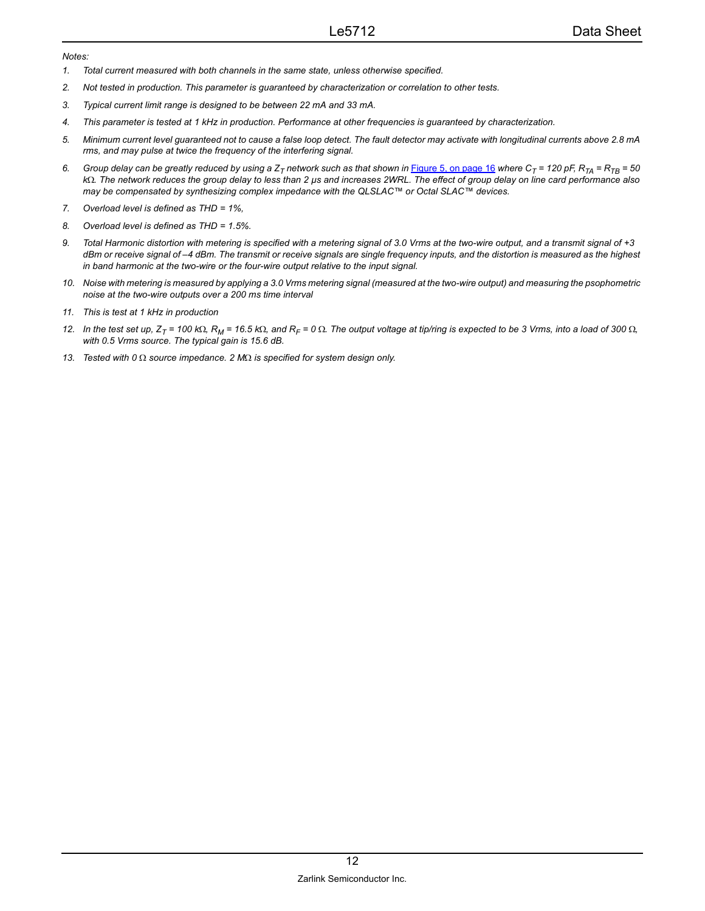*Notes:*

1. *Total current measured with both channels in the same state, unless otherwise specified.*
2. *Not tested in production. This parameter is guaranteed by characterization or correlation to other tests.*
3. *Typical current limit range is designed to be between 22 mA and 33 mA.*
4. *This parameter is tested at 1 kHz in production. Performance at other frequencies is guaranteed by characterization.*
5. *Minimum current level guaranteed not to cause a false loop detect. The fault detector may activate with longitudinal currents above 2.8 mA rms, and may pulse at twice the frequency of the interfering signal.*
6. *Group delay can be greatly reduced by using a $Z_T$ network such as that shown in Figure 5, on page 16 where $C_T$ = 120 pF, $R_{TA}$ = $R_{TB}$ = 50 kΩ. The network reduces the group delay to less than 2 µs and increases 2WRL. The effect of group delay on line card performance also may be compensated by synthesizing complex impedance with the QLSLAC™ or Octal SLAC™ devices.*
7. *Overload level is defined as THD = 1%,*
8. *Overload level is defined as THD = 1.5%.*
9. *Total Harmonic distortion with metering is specified with a metering signal of 3.0 Vrms at the two-wire output, and a transmit signal of +3 dBm or receive signal of –4 dBm. The transmit or receive signals are single frequency inputs, and the distortion is measured as the highest in band harmonic at the two-wire or the four-wire output relative to the input signal.*
10. *Noise with metering is measured by applying a 3.0 Vrms metering signal (measured at the two-wire output) and measuring the psophometric noise at the two-wire outputs over a 200 ms time interval*
11. *This is test at 1 kHz in production*
12. *In the test set up, $Z_T$ = 100 kΩ, $R_M$ = 16.5 kΩ, and $R_F$ = 0 Ω. The output voltage at tip/ring is expected to be 3 Vrms, into a load of 300 Ω, with 0.5 Vrms source. The typical gain is 15.6 dB.*
13. *Tested with 0 Ω source impedance. 2 MΩ is specified for system design only.*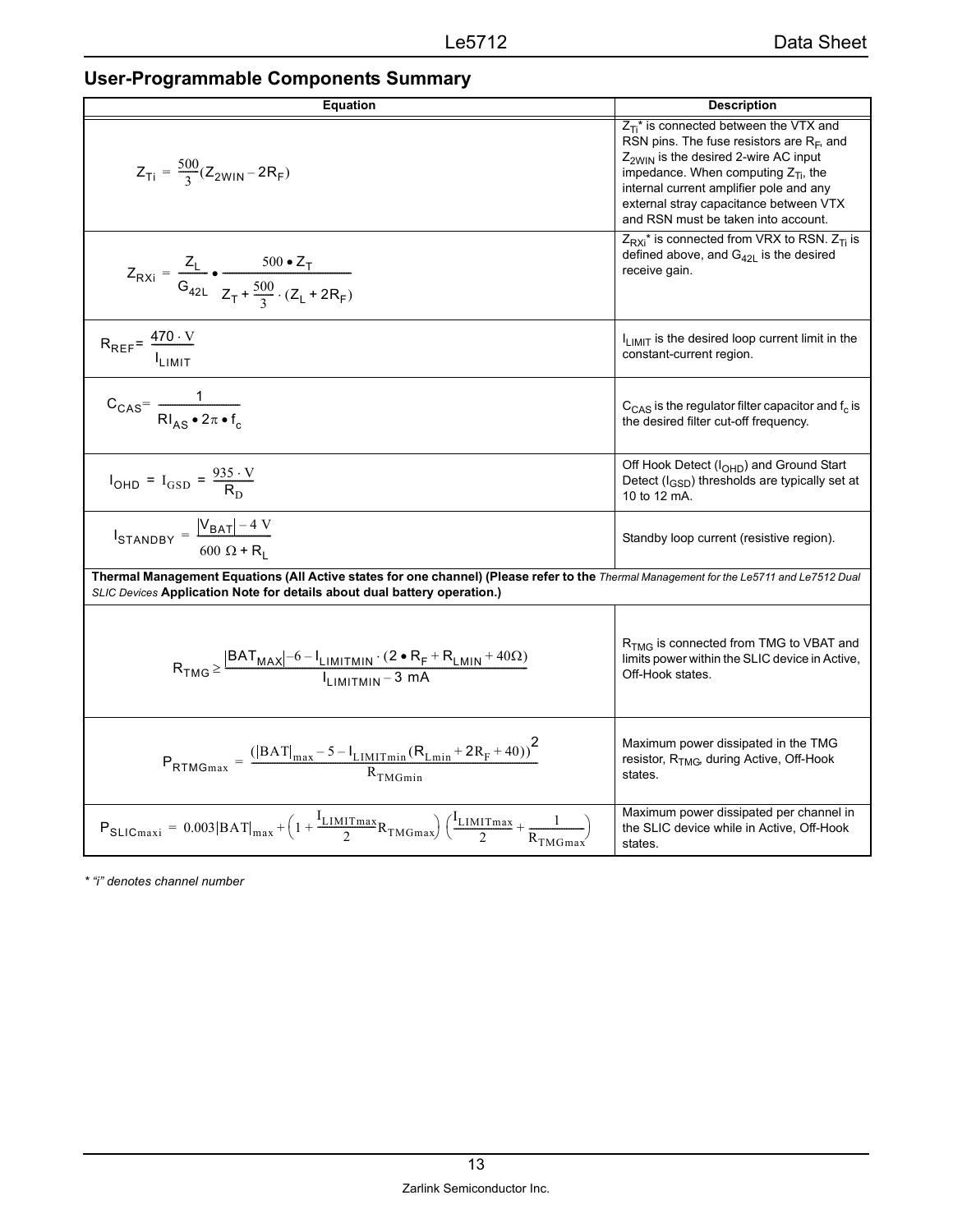## User-Programmable Components Summary

| Equation | Description |
|---|---|
| $Z_{Ti} = \frac{500}{3}(Z_{2WIN} - 2R_F)$ | $Z_{Ti}$* is connected between the VTX and RSN pins. The fuse resistors are $R_F$, and $Z_{2WIN}$ is the desired 2-wire AC input impedance. When computing $Z_{Ti}$, the internal current amplifier pole and any external stray capacitance between VTX and RSN must be taken into account. |
| $Z_{RXi} = \frac{Z_L}{G_{42L}} \bullet \frac{500 \bullet Z_T}{Z_T + \frac{500}{3} \cdot (Z_L + 2R_F)}$ | $Z_{RXi}$* is connected from VRX to RSN. $Z_{Ti}$ is defined above, and $G_{42L}$ is the desired receive gain. |
| $R_{REF} = \frac{470 \cdot V}{I_{LIMIT}}$ | $I_{LIMIT}$ is the desired loop current limit in the constant-current region. |
| $C_{CAS} = \frac{1}{RI_{AS} \bullet 2\pi \bullet f_c}$ | $C_{CAS}$ is the regulator filter capacitor and $f_c$ is the desired filter cut-off frequency. |
| $I_{OHD} = I_{GSD} = \frac{935 \cdot V}{R_D}$ | Off Hook Detect ($I_{OHD}$) and Ground Start Detect ($I_{GSD}$) thresholds are typically set at 10 to 12 mA. |
| $I_{STANDBY} = \frac{\lvert V_{BAT}\rvert - 4\ V}{600\ \Omega + R_L}$ | Standby loop current (resistive region). |
| **Thermal Management Equations (All Active states for one channel) (Please refer to the** *Thermal Management for the Le5711 and Le7512 Dual SLIC Devices* **Application Note for details about dual battery operation.)** | |
| $R_{TMG} \geq \frac{\lvert BAT_{MAX}\rvert - 6 - I_{LIMITMIN} \cdot (2 \bullet R_F + R_{LMIN} + 40\Omega)}{I_{LIMITMIN} - 3\ mA}$ | $R_{TMG}$ is connected from TMG to VBAT and limits power within the SLIC device in Active, Off-Hook states. |
| $P_{RTMGmax} = \frac{(\lvert BAT\rvert_{max} - 5 - I_{LIMITmin}(R_{Lmin} + 2R_F + 40))^2}{R_{TMGmin}}$ | Maximum power dissipated in the TMG resistor, $R_{TMG}$, during Active, Off-Hook states. |
| $P_{SLICmaxi} = 0.003\lvert BAT\rvert_{max} + \left(1 + \frac{I_{LIMITmax}}{2}R_{TMGmax}\right)\left(\frac{I_{LIMITmax}}{2} + \frac{1}{R_{TMGmax}}\right)$ | Maximum power dissipated per channel in the SLIC device while in Active, Off-Hook states. |

*\* "i" denotes channel number*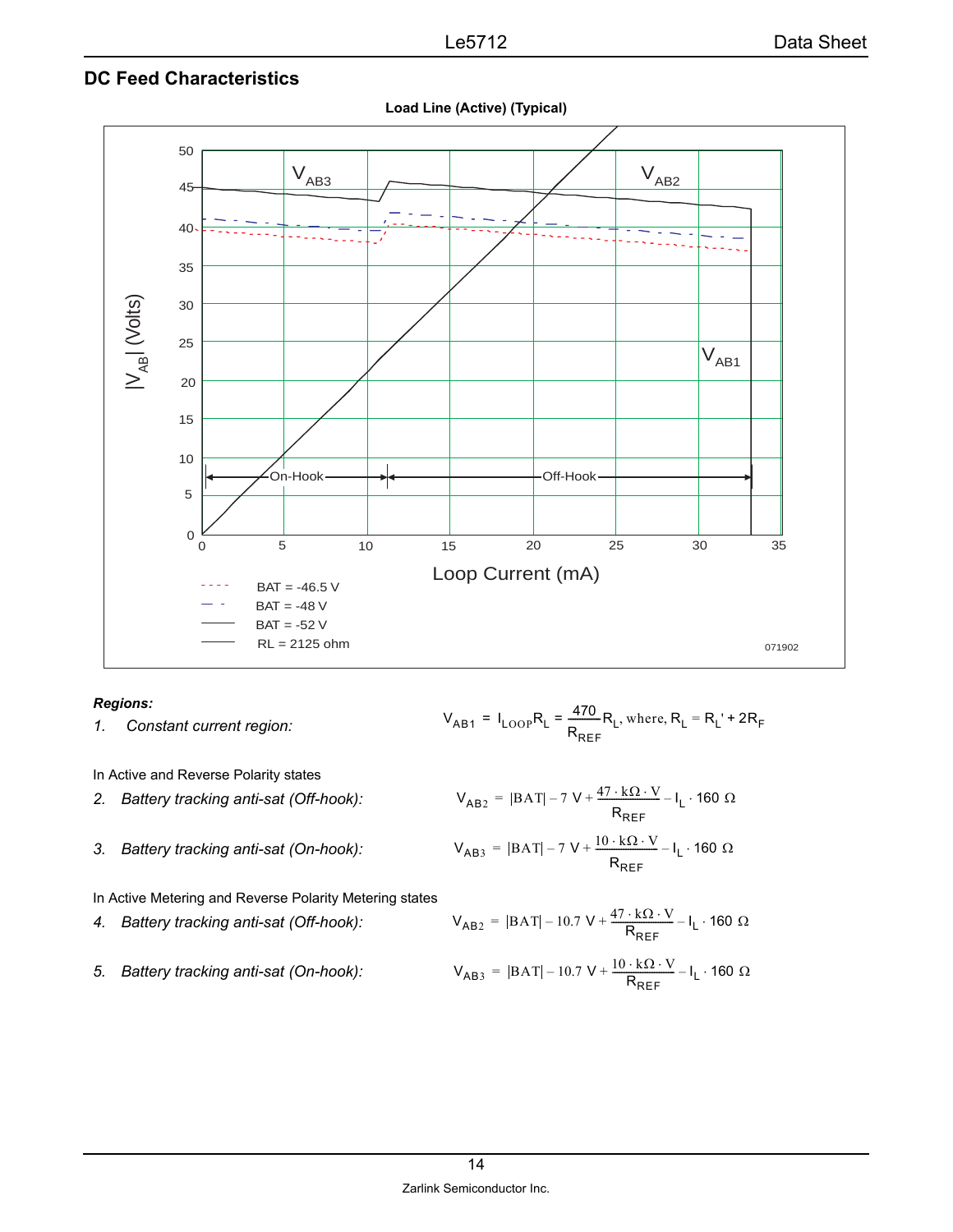## DC Feed Characteristics

**Load Line (Active) (Typical)**

$|V_{AB}|$ (Volts)

Loop Current (mA)

$V_{AB3}$ $V_{AB2}$ $V_{AB1}$

On-Hook Off-Hook

BAT = -46.5 V
BAT = -48 V
BAT = -52 V
RL = 2125 ohm

071902

***Regions:***

1. *Constant current region:*

$$V_{AB1} = I_{LOOP}R_L = \frac{470}{R_{REF}}R_L, \text{ where, } R_L = R_L' + 2R_F$$

In Active and Reverse Polarity states

2. *Battery tracking anti-sat (Off-hook):*

$$V_{AB2} = |BAT| - 7\text{ V} + \frac{47 \cdot k\Omega \cdot V}{R_{REF}} - I_L \cdot 160\ \Omega$$

3. *Battery tracking anti-sat (On-hook):*

$$V_{AB3} = |BAT| - 7\text{ V} + \frac{10 \cdot k\Omega \cdot V}{R_{REF}} - I_L \cdot 160\ \Omega$$

In Active Metering and Reverse Polarity Metering states

4. *Battery tracking anti-sat (Off-hook):*

$$V_{AB2} = |BAT| - 10.7\text{ V} + \frac{47 \cdot k\Omega \cdot V}{R_{REF}} - I_L \cdot 160\ \Omega$$

5. *Battery tracking anti-sat (On-hook):*

$$V_{AB3} = |BAT| - 10.7\text{ V} + \frac{10 \cdot k\Omega \cdot V}{R_{REF}} - I_L \cdot 160\ \Omega$$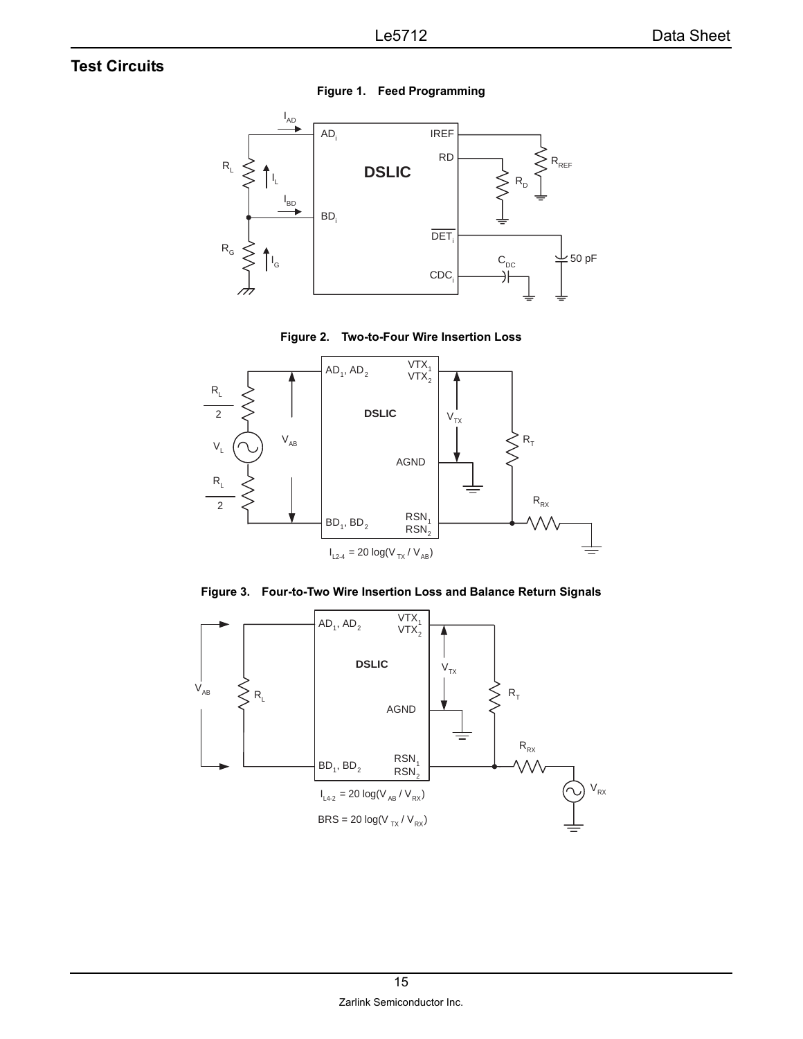## Test Circuits

**Figure 1. Feed Programming**

**Figure 2. Two-to-Four Wire Insertion Loss**

$I_{L2-4} = 20 \log(V_{TX} / V_{AB})$

**Figure 3. Four-to-Two Wire Insertion Loss and Balance Return Signals**

$I_{L4-2} = 20 \log(V_{AB} / V_{RX})$

$BRS = 20 \log(V_{TX} / V_{RX})$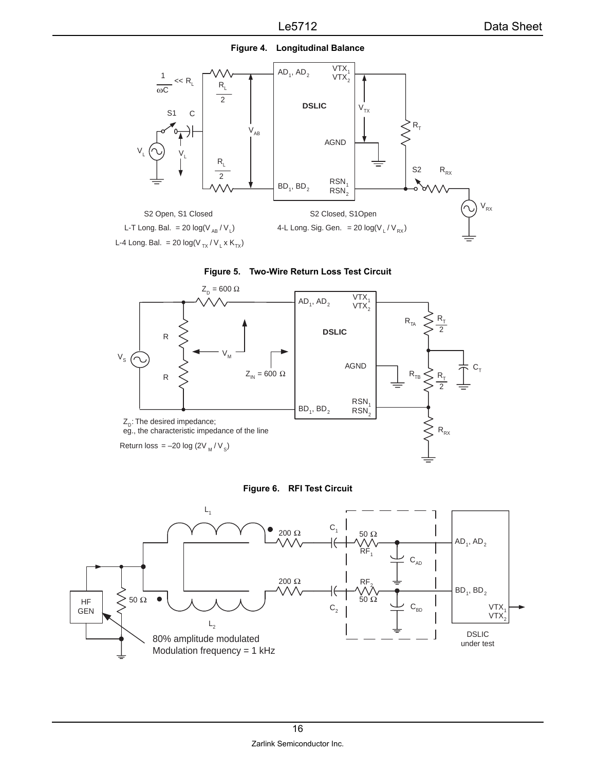**Figure 4. Longitudinal Balance**

S2 Open, S1 Closed

L-T Long. Bal. = 20 log($V_{AB}$ / $V_L$)

L-4 Long. Bal. = 20 log($V_{TX}$ / $V_L$ x $K_{TX}$)

S2 Closed, S1Open

4-L Long. Sig. Gen. = 20 log($V_L$ / $V_{RX}$)

**Figure 5. Two-Wire Return Loss Test Circuit**

$Z_D$: The desired impedance;
eg., the characteristic impedance of the line

Return loss = –20 log (2$V_M$ / $V_S$)

**Figure 6. RFI Test Circuit**

80% amplitude modulated
Modulation frequency = 1 kHz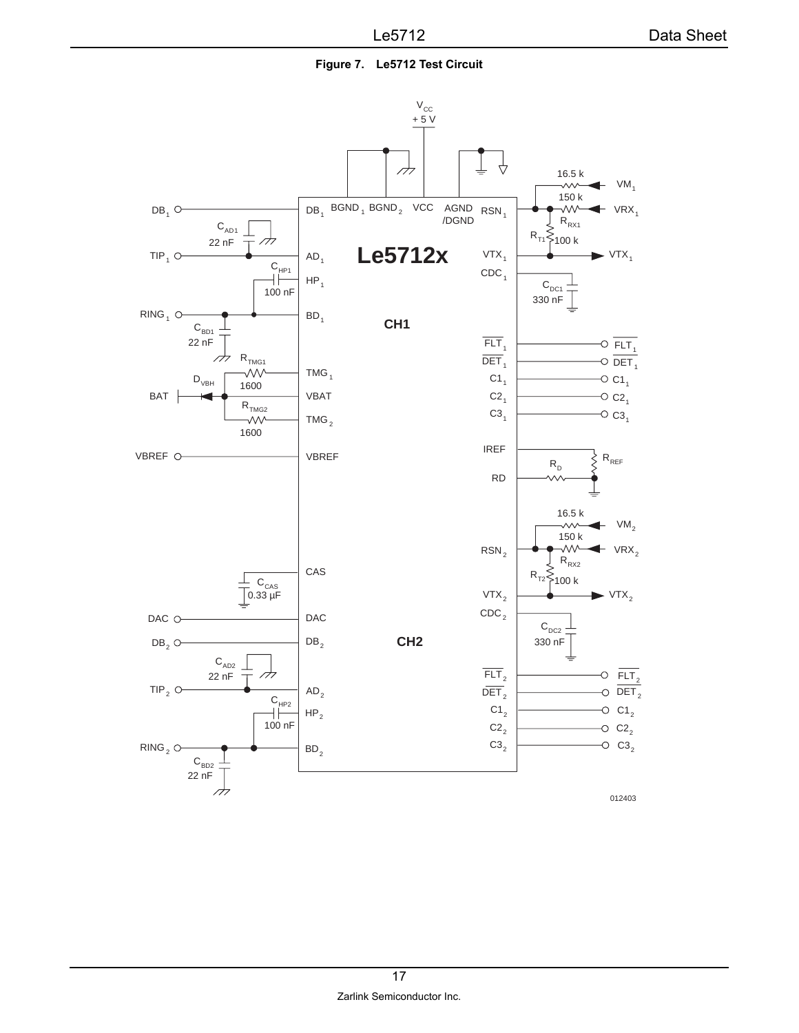**Figure 7. Le5712 Test Circuit**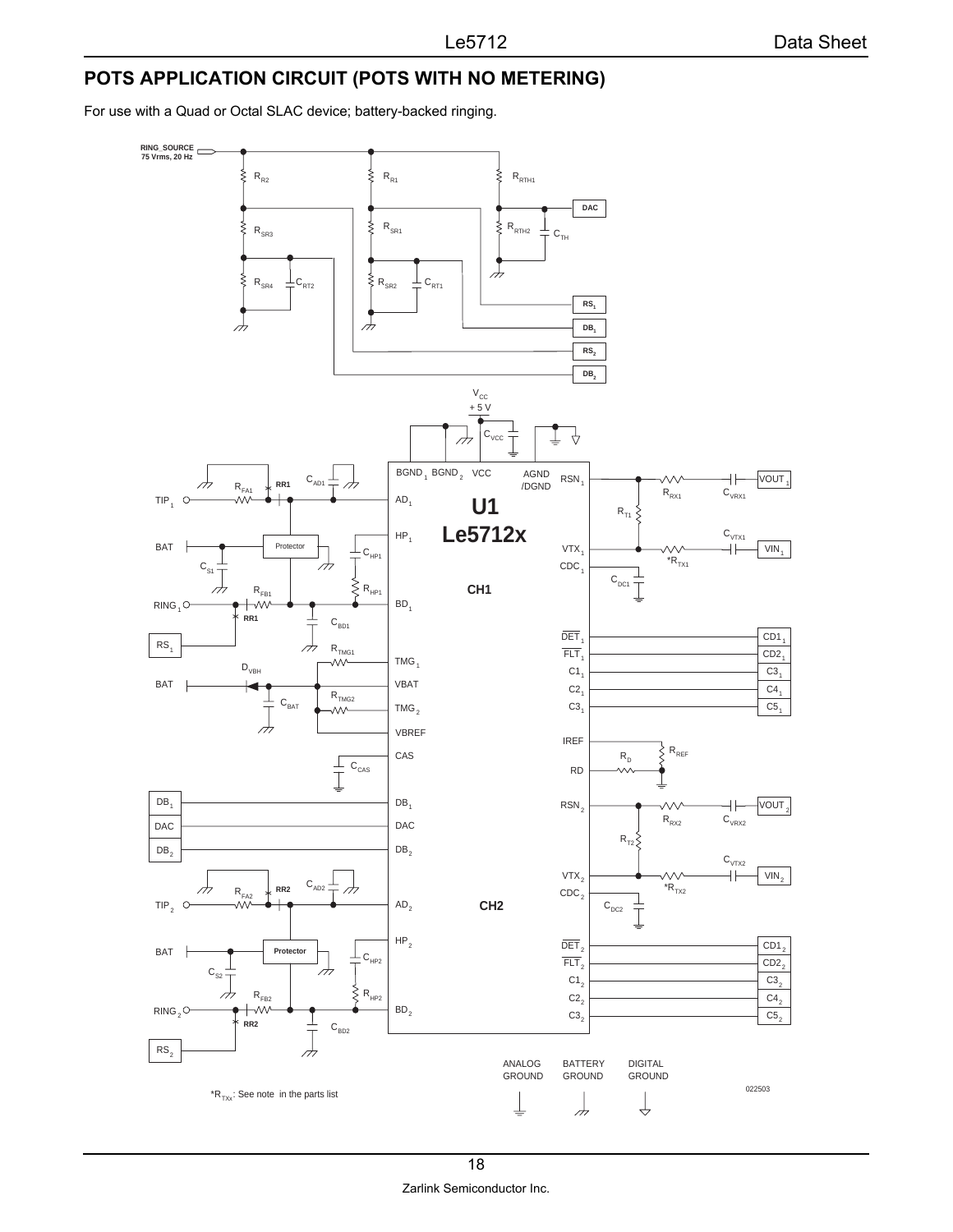## POTS APPLICATION CIRCUIT (POTS WITH NO METERING)

For use with a Quad or Octal SLAC device; battery-backed ringing.

RING_SOURCE 75 Vrms, 20 Hz

$R_{R2}$ $R_{R1}$ $R_{RTH1}$ DAC $R_{SR3}$ $R_{SR1}$ $R_{RTH2}$ $C_{TH}$ $R_{SR4}$ $C_{RT2}$ $R_{SR2}$ $C_{RT1}$ $RS_1$ $DB_1$ $RS_2$ $DB_2$

$V_{CC}$ + 5 V $C_{VCC}$

U1 Le5712x

BGND$_1$ BGND$_2$ VCC AGND /DGND

CH1

$TIP_1$ $R_{FA1}$ RR1 $C_{AD1}$ $AD_1$ $HP_1$ BAT Protector $C_{HP1}$ $C_{S1}$ $R_{FB1}$ $R_{HP1}$ $RING_1$ RR1 $BD_1$ $C_{BD1}$ $RS_1$ $R_{TMG1}$ $TMG_1$ $D_{VBH}$ BAT VBAT $C_{BAT}$ $R_{TMG2}$ $TMG_2$ VBREF CAS $C_{CAS}$ $DB_1$ DAC $DB_2$

$RSN_1$ $R_{RX1}$ $C_{VRX1}$ $VOUT_1$ $R_{T1}$ $C_{VTX1}$ $VTX_1$ *$R_{TX1}$ $VIN_1$ $CDC_1$ $C_{DC1}$ $\overline{DET}_1$ $CD1_1$ $\overline{FLT}_1$ $CD2_1$ $C1_1$ $C3_1$ $C2_1$ $C4_1$ $C3_1$ $C5_1$ IREF $R_{REF}$ $R_D$ RD

CH2

$RSN_2$ $R_{RX2}$ $C_{VRX2}$ $VOUT_2$ $R_{T2}$ $C_{VTX2}$ $VTX_2$ *$R_{TX2}$ $VIN_2$ $CDC_2$ $C_{DC2}$

$TIP_2$ $R_{FA2}$ RR2 $C_{AD2}$ $AD_2$ $HP_2$ BAT Protector $C_{HP2}$ $C_{S2}$ $R_{FB2}$ $R_{HP2}$ $RING_2$ RR2 $BD_2$ $C_{BD2}$ $RS_2$

$\overline{DET}_2$ $CD1_2$ $\overline{FLT}_2$ $CD2_2$ $C1_2$ $C3_2$ $C2_2$ $C4_2$ $C3_2$ $C5_2$

ANALOG GROUND BATTERY GROUND DIGITAL GROUND

*$R_{TXx}$: See note in the parts list

022503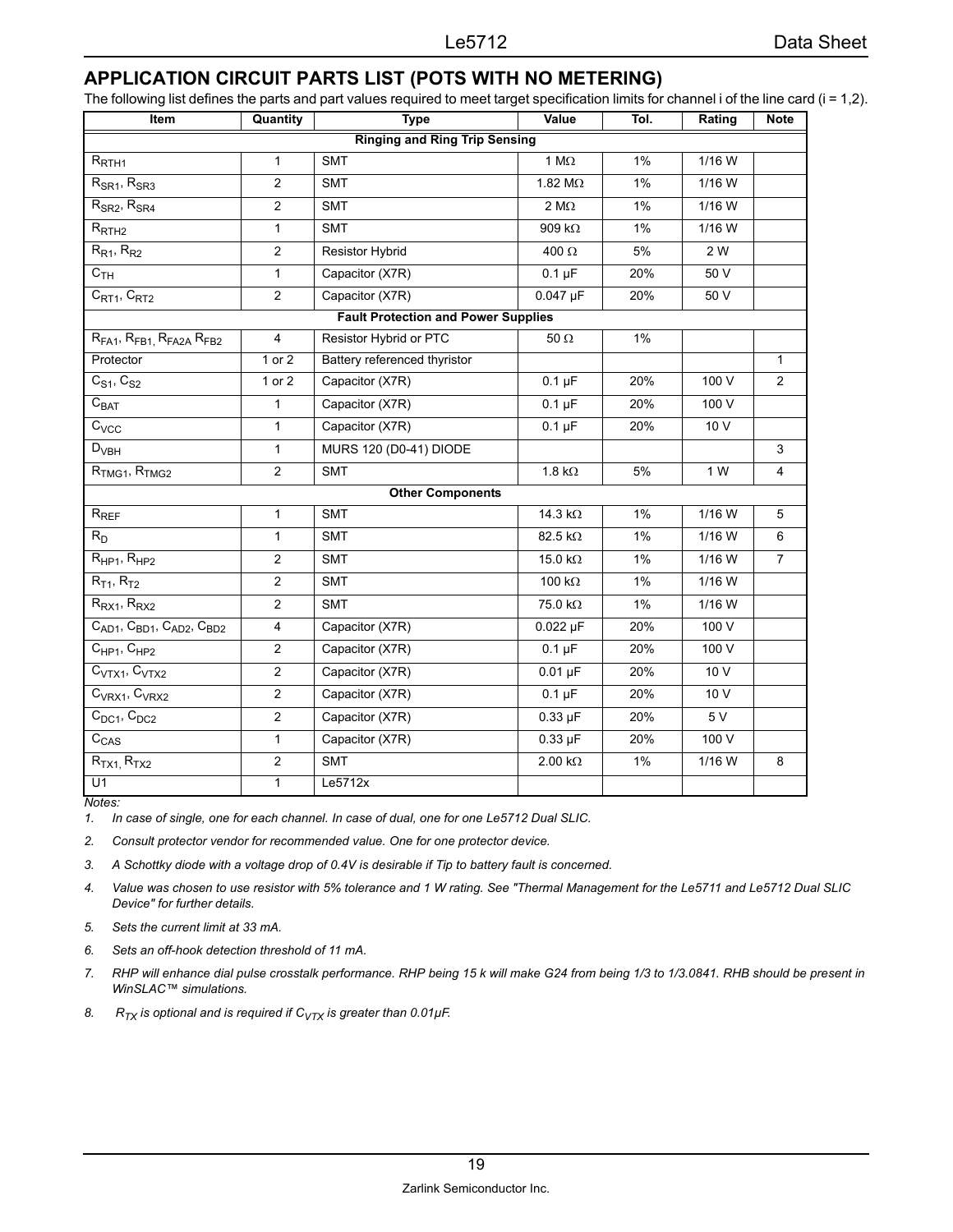## APPLICATION CIRCUIT PARTS LIST (POTS WITH NO METERING)

The following list defines the parts and part values required to meet target specification limits for channel i of the line card (i = 1,2).

| Item | Quantity | Type | Value | Tol. | Rating | Note |
|---|---|---|---|---|---|---|
| **Ringing and Ring Trip Sensing** | | | | | | |
| $R_{RTH1}$ | 1 | SMT | 1 MΩ | 1% | 1/16 W | |
| $R_{SR1}$, $R_{SR3}$ | 2 | SMT | 1.82 MΩ | 1% | 1/16 W | |
| $R_{SR2}$, $R_{SR4}$ | 2 | SMT | 2 MΩ | 1% | 1/16 W | |
| $R_{RTH2}$ | 1 | SMT | 909 kΩ | 1% | 1/16 W | |
| $R_{R1}$, $R_{R2}$ | 2 | Resistor Hybrid | 400 Ω | 5% | 2 W | |
| $C_{TH}$ | 1 | Capacitor (X7R) | 0.1 µF | 20% | 50 V | |
| $C_{RT1}$, $C_{RT2}$ | 2 | Capacitor (X7R) | 0.047 µF | 20% | 50 V | |
| **Fault Protection and Power Supplies** | | | | | | |
| $R_{FA1}$, $R_{FB1,}$ $R_{FA2A}$ $R_{FB2}$ | 4 | Resistor Hybrid or PTC | 50 Ω | 1% | | |
| Protector | 1 or 2 | Battery referenced thyristor | | | | 1 |
| $C_{S1}$, $C_{S2}$ | 1 or 2 | Capacitor (X7R) | 0.1 µF | 20% | 100 V | 2 |
| $C_{BAT}$ | 1 | Capacitor (X7R) | 0.1 µF | 20% | 100 V | |
| $C_{VCC}$ | 1 | Capacitor (X7R) | 0.1 µF | 20% | 10 V | |
| $D_{VBH}$ | 1 | MURS 120 (D0-41) DIODE | | | | 3 |
| $R_{TMG1}$, $R_{TMG2}$ | 2 | SMT | 1.8 kΩ | 5% | 1 W | 4 |
| **Other Components** | | | | | | |
| $R_{REF}$ | 1 | SMT | 14.3 kΩ | 1% | 1/16 W | 5 |
| $R_{D}$ | 1 | SMT | 82.5 kΩ | 1% | 1/16 W | 6 |
| $R_{HP1}$, $R_{HP2}$ | 2 | SMT | 15.0 kΩ | 1% | 1/16 W | 7 |
| $R_{T1}$, $R_{T2}$ | 2 | SMT | 100 kΩ | 1% | 1/16 W | |
| $R_{RX1}$, $R_{RX2}$ | 2 | SMT | 75.0 kΩ | 1% | 1/16 W | |
| $C_{AD1}$, $C_{BD1}$, $C_{AD2}$, $C_{BD2}$ | 4 | Capacitor (X7R) | 0.022 µF | 20% | 100 V | |
| $C_{HP1}$, $C_{HP2}$ | 2 | Capacitor (X7R) | 0.1 µF | 20% | 100 V | |
| $C_{VTX1}$, $C_{VTX2}$ | 2 | Capacitor (X7R) | 0.01 µF | 20% | 10 V | |
| $C_{VRX1}$, $C_{VRX2}$ | 2 | Capacitor (X7R) | 0.1 µF | 20% | 10 V | |
| $C_{DC1}$, $C_{DC2}$ | 2 | Capacitor (X7R) | 0.33 µF | 20% | 5 V | |
| $C_{CAS}$ | 1 | Capacitor (X7R) | 0.33 µF | 20% | 100 V | |
| $R_{TX1,}$ $R_{TX2}$ | 2 | SMT | 2.00 kΩ | 1% | 1/16 W | 8 |
| U1 | 1 | Le5712x | | | | |

*Notes:*

1. *In case of single, one for each channel. In case of dual, one for one Le5712 Dual SLIC.*
2. *Consult protector vendor for recommended value. One for one protector device.*
3. *A Schottky diode with a voltage drop of 0.4V is desirable if Tip to battery fault is concerned.*
4. *Value was chosen to use resistor with 5% tolerance and 1 W rating. See "Thermal Management for the Le5711 and Le5712 Dual SLIC Device" for further details.*
5. *Sets the current limit at 33 mA.*
6. *Sets an off-hook detection threshold of 11 mA.*
7. *RHP will enhance dial pulse crosstalk performance. RHP being 15 k will make G24 from being 1/3 to 1/3.0841. RHB should be present in WinSLAC™ simulations.*
8. *$R_{TX}$ is optional and is required if $C_{VTX}$ is greater than 0.01µF.*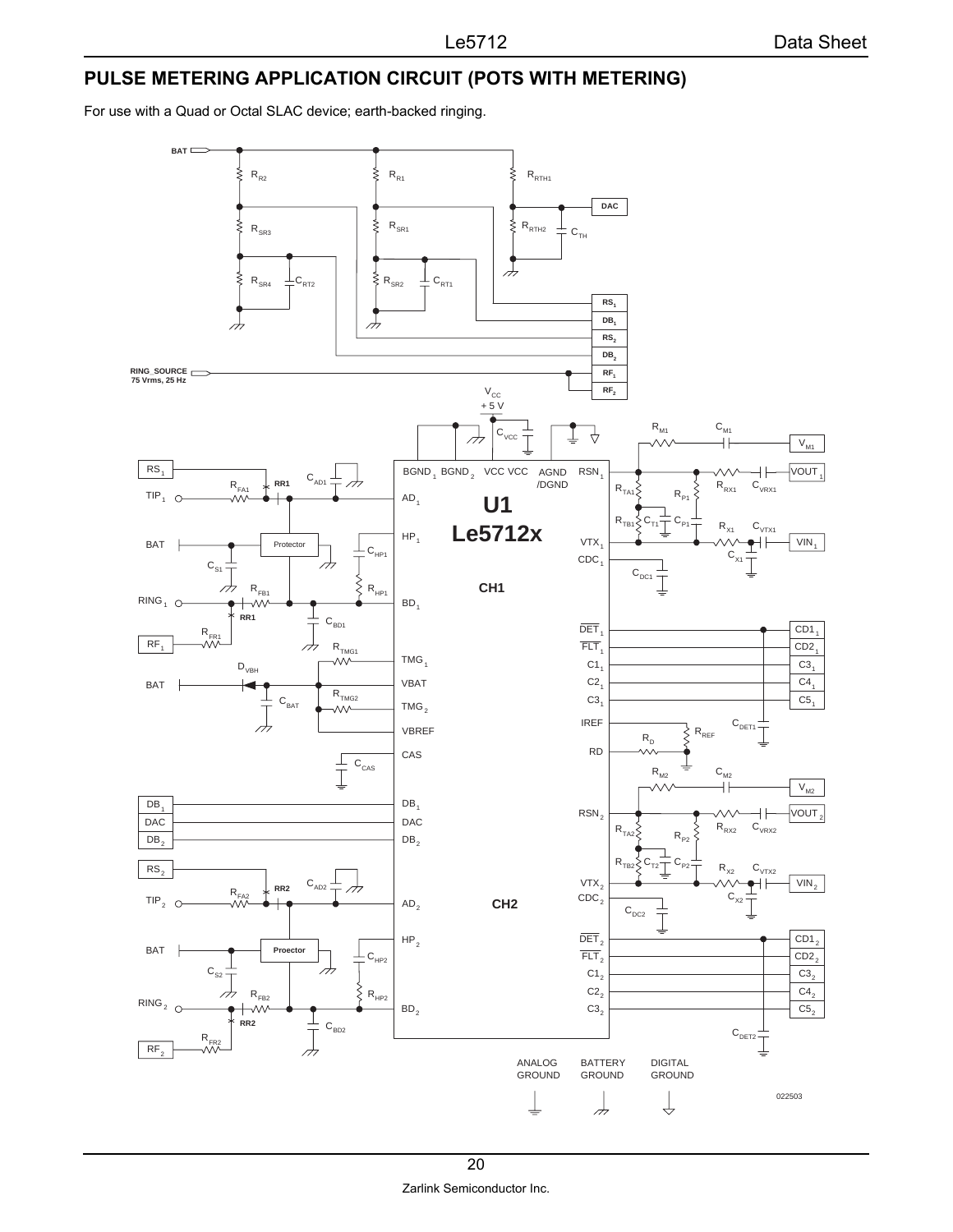## PULSE METERING APPLICATION CIRCUIT (POTS WITH METERING)

For use with a Quad or Octal SLAC device; earth-backed ringing.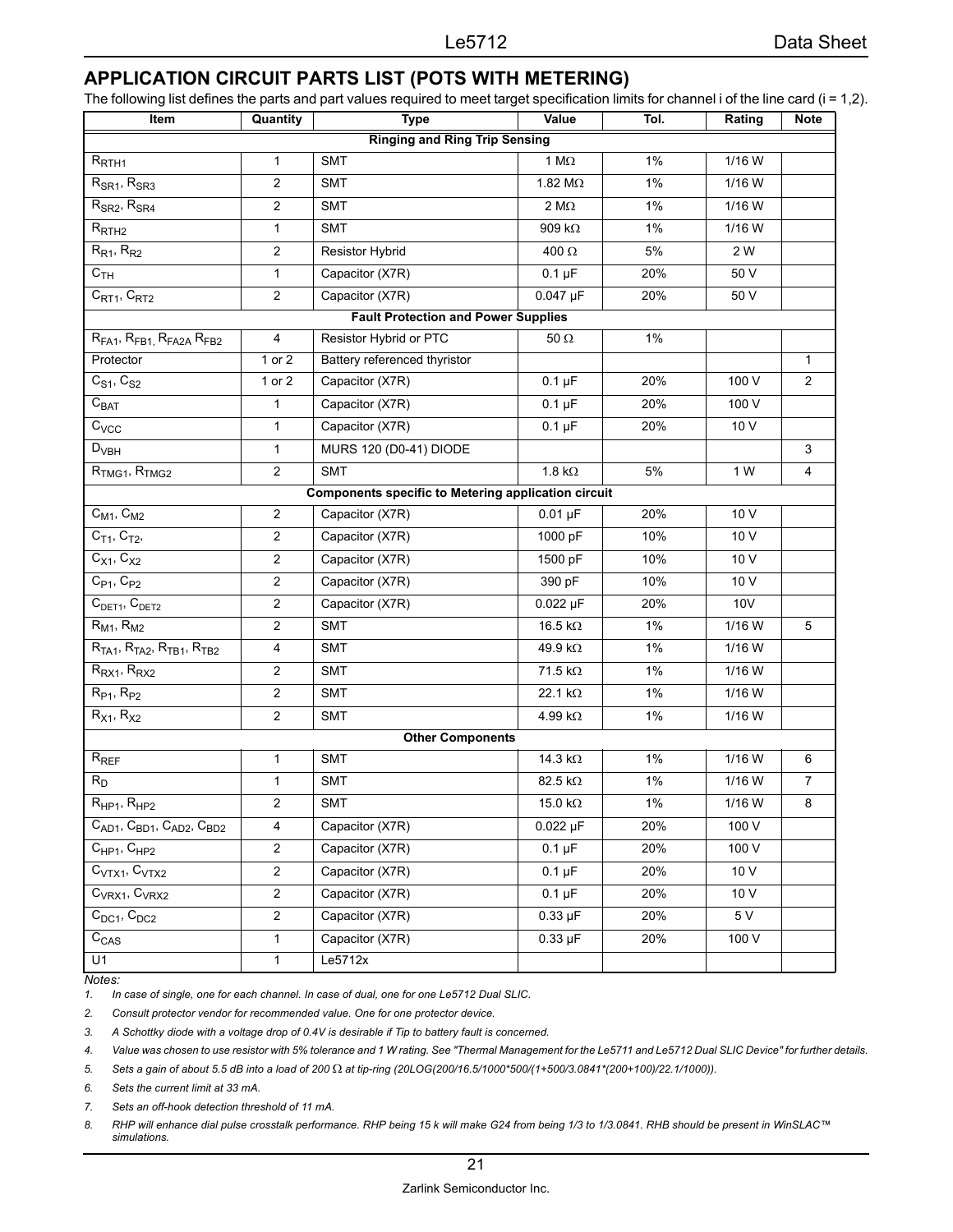## APPLICATION CIRCUIT PARTS LIST (POTS WITH METERING)

The following list defines the parts and part values required to meet target specification limits for channel i of the line card (i = 1,2).

| Item | Quantity | Type | Value | Tol. | Rating | Note |
|---|---|---|---|---|---|---|
| **Ringing and Ring Trip Sensing** | | | | | | |
| $R_{RTH1}$ | 1 | SMT | 1 MΩ | 1% | 1/16 W | |
| $R_{SR1}$, $R_{SR3}$ | 2 | SMT | 1.82 MΩ | 1% | 1/16 W | |
| $R_{SR2}$, $R_{SR4}$ | 2 | SMT | 2 MΩ | 1% | 1/16 W | |
| $R_{RTH2}$ | 1 | SMT | 909 kΩ | 1% | 1/16 W | |
| $R_{R1}$, $R_{R2}$ | 2 | Resistor Hybrid | 400 Ω | 5% | 2 W | |
| $C_{TH}$ | 1 | Capacitor (X7R) | 0.1 µF | 20% | 50 V | |
| $C_{RT1}$, $C_{RT2}$ | 2 | Capacitor (X7R) | 0.047 µF | 20% | 50 V | |
| **Fault Protection and Power Supplies** | | | | | | |
| $R_{FA1}$, $R_{FB1}$, $R_{FA2A}$ $R_{FB2}$ | 4 | Resistor Hybrid or PTC | 50 Ω | 1% | | |
| Protector | 1 or 2 | Battery referenced thyristor | | | | 1 |
| $C_{S1}$, $C_{S2}$ | 1 or 2 | Capacitor (X7R) | 0.1 µF | 20% | 100 V | 2 |
| $C_{BAT}$ | 1 | Capacitor (X7R) | 0.1 µF | 20% | 100 V | |
| $C_{VCC}$ | 1 | Capacitor (X7R) | 0.1 µF | 20% | 10 V | |
| $D_{VBH}$ | 1 | MURS 120 (D0-41) DIODE | | | | 3 |
| $R_{TMG1}$, $R_{TMG2}$ | 2 | SMT | 1.8 kΩ | 5% | 1 W | 4 |
| **Components specific to Metering application circuit** | | | | | | |
| $C_{M1}$, $C_{M2}$ | 2 | Capacitor (X7R) | 0.01 µF | 20% | 10 V | |
| $C_{T1}$, $C_{T2}$, | 2 | Capacitor (X7R) | 1000 pF | 10% | 10 V | |
| $C_{X1}$, $C_{X2}$ | 2 | Capacitor (X7R) | 1500 pF | 10% | 10 V | |
| $C_{P1}$, $C_{P2}$ | 2 | Capacitor (X7R) | 390 pF | 10% | 10 V | |
| $C_{DET1}$, $C_{DET2}$ | 2 | Capacitor (X7R) | 0.022 µF | 20% | 10V | |
| $R_{M1}$, $R_{M2}$ | 2 | SMT | 16.5 kΩ | 1% | 1/16 W | 5 |
| $R_{TA1}$, $R_{TA2}$, $R_{TB1}$, $R_{TB2}$ | 4 | SMT | 49.9 kΩ | 1% | 1/16 W | |
| $R_{RX1}$, $R_{RX2}$ | 2 | SMT | 71.5 kΩ | 1% | 1/16 W | |
| $R_{P1}$, $R_{P2}$ | 2 | SMT | 22.1 kΩ | 1% | 1/16 W | |
| $R_{X1}$, $R_{X2}$ | 2 | SMT | 4.99 kΩ | 1% | 1/16 W | |
| **Other Components** | | | | | | |
| $R_{REF}$ | 1 | SMT | 14.3 kΩ | 1% | 1/16 W | 6 |
| $R_D$ | 1 | SMT | 82.5 kΩ | 1% | 1/16 W | 7 |
| $R_{HP1}$, $R_{HP2}$ | 2 | SMT | 15.0 kΩ | 1% | 1/16 W | 8 |
| $C_{AD1}$, $C_{BD1}$, $C_{AD2}$, $C_{BD2}$ | 4 | Capacitor (X7R) | 0.022 µF | 20% | 100 V | |
| $C_{HP1}$, $C_{HP2}$ | 2 | Capacitor (X7R) | 0.1 µF | 20% | 100 V | |
| $C_{VTX1}$, $C_{VTX2}$ | 2 | Capacitor (X7R) | 0.1 µF | 20% | 10 V | |
| $C_{VRX1}$, $C_{VRX2}$ | 2 | Capacitor (X7R) | 0.1 µF | 20% | 10 V | |
| $C_{DC1}$, $C_{DC2}$ | 2 | Capacitor (X7R) | 0.33 µF | 20% | 5 V | |
| $C_{CAS}$ | 1 | Capacitor (X7R) | 0.33 µF | 20% | 100 V | |
| U1 | 1 | Le5712x | | | | |

*Notes:*

1. *In case of single, one for each channel. In case of dual, one for one Le5712 Dual SLIC.*
2. *Consult protector vendor for recommended value. One for one protector device.*
3. *A Schottky diode with a voltage drop of 0.4V is desirable if Tip to battery fault is concerned.*
4. *Value was chosen to use resistor with 5% tolerance and 1 W rating. See "Thermal Management for the Le5711 and Le5712 Dual SLIC Device" for further details.*
5. *Sets a gain of about 5.5 dB into a load of 200 Ω at tip-ring (20LOG(200/16.5/1000*500/(1+500/3.0841*(200+100)/22.1/1000)).*
6. *Sets the current limit at 33 mA.*
7. *Sets an off-hook detection threshold of 11 mA.*
8. *RHP will enhance dial pulse crosstalk performance. RHP being 15 k will make G24 from being 1/3 to 1/3.0841. RHB should be present in WinSLAC™ simulations.*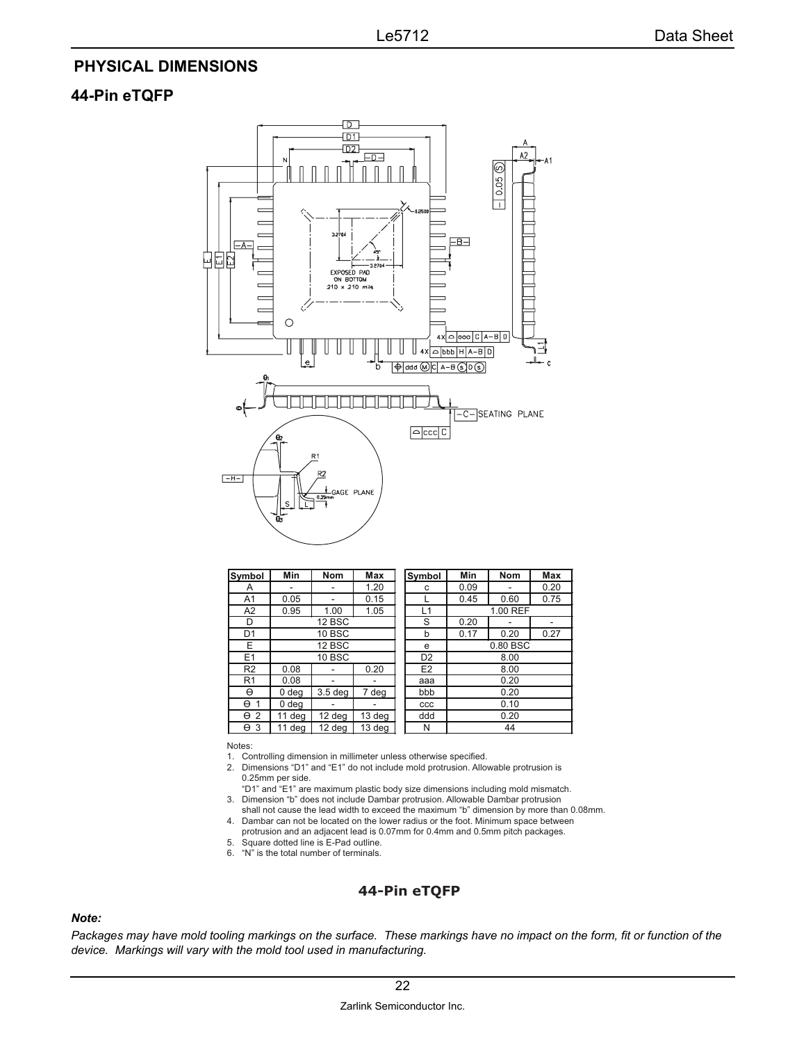## PHYSICAL DIMENSIONS

### 44-Pin eTQFP

| Symbol | Min | Nom | Max |
|---|---|---|---|
| A | - | - | 1.20 |
| A1 | 0.05 | - | 0.15 |
| A2 | 0.95 | 1.00 | 1.05 |
| D | 12 BSC | | |
| D1 | 10 BSC | | |
| E | 12 BSC | | |
| E1 | 10 BSC | | |
| R2 | 0.08 | - | 0.20 |
| R1 | 0.08 | - | - |
| Θ | 0 deg | 3.5 deg | 7 deg |
| Θ 1 | 0 deg | - | - |
| Θ 2 | 11 deg | 12 deg | 13 deg |
| Θ 3 | 11 deg | 12 deg | 13 deg |

| Symbol | Min | Nom | Max |
|---|---|---|---|
| c | 0.09 | - | 0.20 |
| L | 0.45 | 0.60 | 0.75 |
| L1 | 1.00 REF | | |
| S | 0.20 | - | - |
| b | 0.17 | 0.20 | 0.27 |
| e | 0.80 BSC | | |
| D2 | 8.00 | | |
| E2 | 8.00 | | |
| aaa | 0.20 | | |
| bbb | 0.20 | | |
| ccc | 0.10 | | |
| ddd | 0.20 | | |
| N | 44 | | |

Notes:

1. Controlling dimension in millimeter unless otherwise specified.
2. Dimensions "D1" and "E1" do not include mold protrusion. Allowable protrusion is 0.25mm per side.
   "D1" and "E1" are maximum plastic body size dimensions including mold mismatch.
3. Dimension "b" does not include Dambar protrusion. Allowable Dambar protrusion shall not cause the lead width to exceed the maximum "b" dimension by more than 0.08mm.
4. Dambar can not be located on the lower radius or the foot. Minimum space between protrusion and an adjacent lead is 0.07mm for 0.4mm and 0.5mm pitch packages.
5. Square dotted line is E-Pad outline.
6. "N" is the total number of terminals.

**44-Pin eTQFP**

***Note:***

*Packages may have mold tooling markings on the surface. These markings have no impact on the form, fit or function of the device. Markings will vary with the mold tool used in manufacturing.*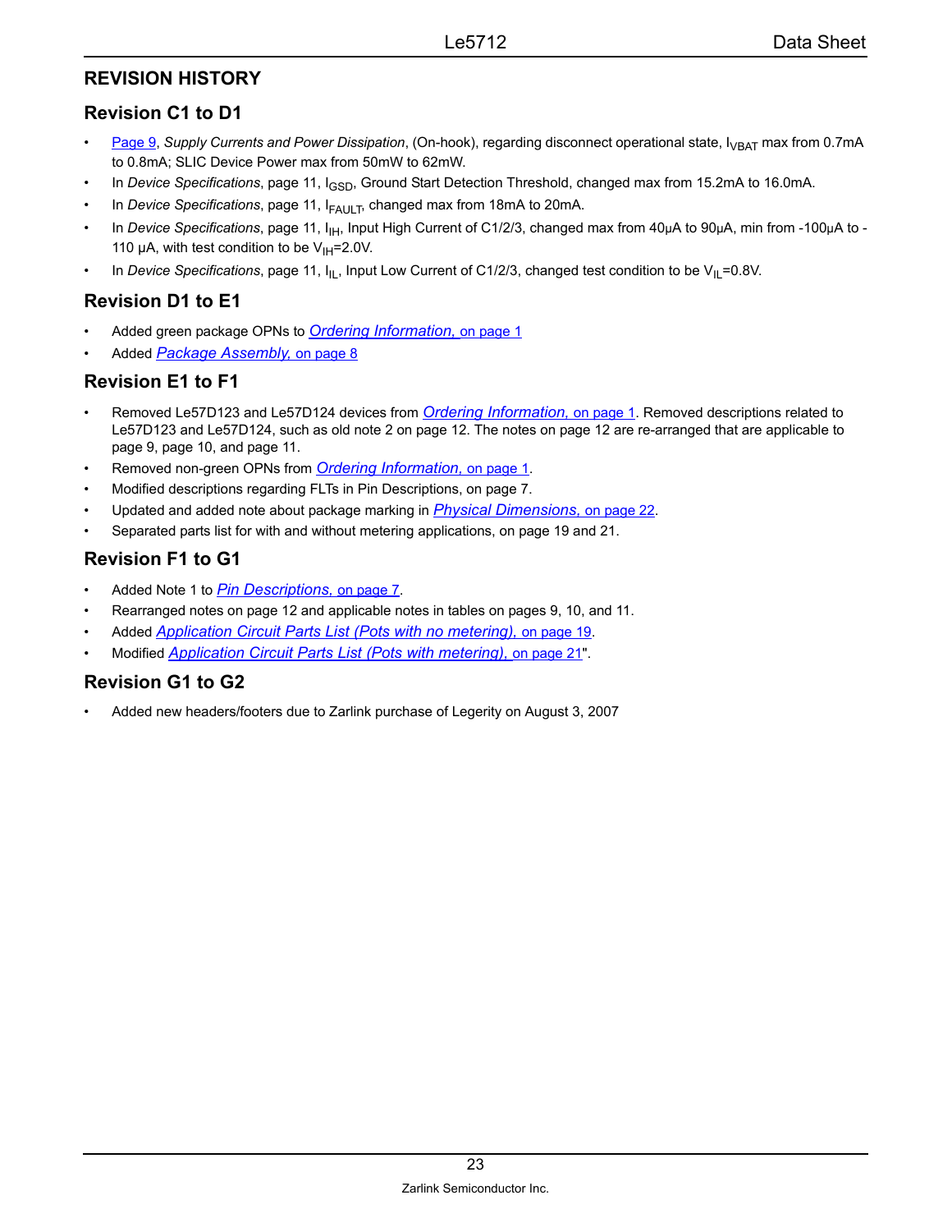## REVISION HISTORY

### Revision C1 to D1

- Page 9, *Supply Currents and Power Dissipation*, (On-hook), regarding disconnect operational state, $I_{VBAT}$ max from 0.7mA to 0.8mA; SLIC Device Power max from 50mW to 62mW.
- In *Device Specifications*, page 11, $I_{GSD}$, Ground Start Detection Threshold, changed max from 15.2mA to 16.0mA.
- In *Device Specifications*, page 11, $I_{FAULT}$, changed max from 18mA to 20mA.
- In *Device Specifications*, page 11, $I_{IH}$, Input High Current of C1/2/3, changed max from 40μA to 90μA, min from -100μA to -110 μA, with test condition to be $V_{IH}$=2.0V.
- In *Device Specifications*, page 11, $I_{IL}$, Input Low Current of C1/2/3, changed test condition to be $V_{IL}$=0.8V.

### Revision D1 to E1

- Added green package OPNs to *Ordering Information,* on page 1
- Added *Package Assembly,* on page 8

### Revision E1 to F1

- Removed Le57D123 and Le57D124 devices from *Ordering Information,* on page 1. Removed descriptions related to Le57D123 and Le57D124, such as old note 2 on page 12. The notes on page 12 are re-arranged that are applicable to page 9, page 10, and page 11.
- Removed non-green OPNs from *Ordering Information,* on page 1.
- Modified descriptions regarding FLTs in Pin Descriptions, on page 7.
- Updated and added note about package marking in *Physical Dimensions,* on page 22.
- Separated parts list for with and without metering applications, on page 19 and 21.

### Revision F1 to G1

- Added Note 1 to *Pin Descriptions,* on page 7.
- Rearranged notes on page 12 and applicable notes in tables on pages 9, 10, and 11.
- Added *Application Circuit Parts List (Pots with no metering),* on page 19.
- Modified *Application Circuit Parts List (Pots with metering),* on page 21".

### Revision G1 to G2

- Added new headers/footers due to Zarlink purchase of Legerity on August 3, 2007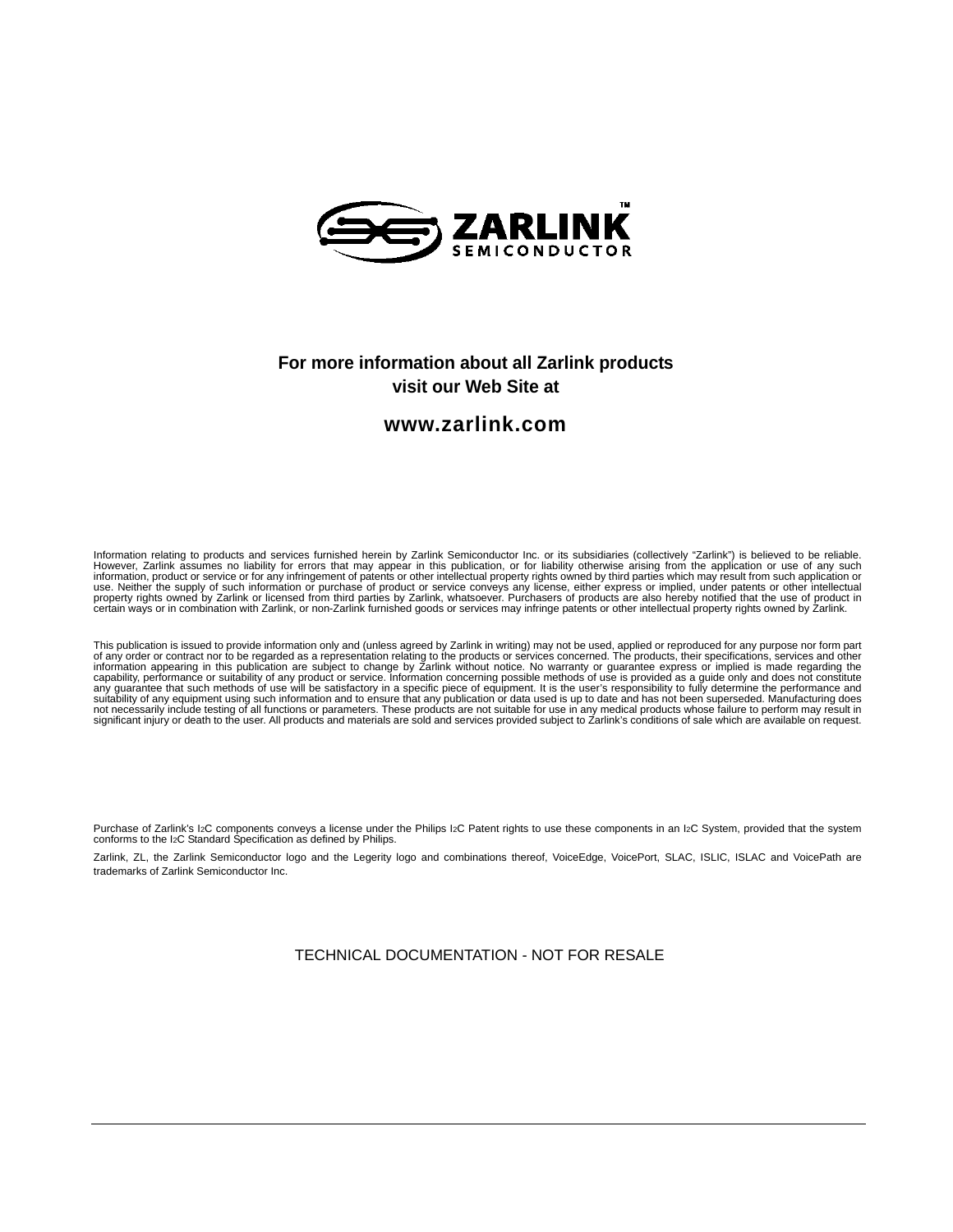**For more information about all Zarlink products visit our Web Site at**

**www.zarlink.com**

Information relating to products and services furnished herein by Zarlink Semiconductor Inc. or its subsidiaries (collectively "Zarlink") is believed to be reliable. However, Zarlink assumes no liability for errors that may appear in this publication, or for liability otherwise arising from the application or use of any such information, product or service or for any infringement of patents or other intellectual property rights owned by third parties which may result from such application or use. Neither the supply of such information or purchase of product or service conveys any license, either express or implied, under patents or other intellectual property rights owned by Zarlink or licensed from third parties by Zarlink, whatsoever. Purchasers of products are also hereby notified that the use of product in certain ways or in combination with Zarlink, or non-Zarlink furnished goods or services may infringe patents or other intellectual property rights owned by Zarlink.

This publication is issued to provide information only and (unless agreed by Zarlink in writing) may not be used, applied or reproduced for any purpose nor form part of any order or contract nor to be regarded as a representation relating to the products or services concerned. The products, their specifications, services and other information appearing in this publication are subject to change by Zarlink without notice. No warranty or guarantee express or implied is made regarding the capability, performance or suitability of any product or service. Information concerning possible methods of use is provided as a guide only and does not constitute any guarantee that such methods of use will be satisfactory in a specific piece of equipment. It is the user's responsibility to fully determine the performance and suitability of any equipment using such information and to ensure that any publication or data used is up to date and has not been superseded. Manufacturing does not necessarily include testing of all functions or parameters. These products are not suitable for use in any medical products whose failure to perform may result in significant injury or death to the user. All products and materials are sold and services provided subject to Zarlink's conditions of sale which are available on request.

Purchase of Zarlink's I2C components conveys a license under the Philips I2C Patent rights to use these components in an I2C System, provided that the system conforms to the I2C Standard Specification as defined by Philips.

Zarlink, ZL, the Zarlink Semiconductor logo and the Legerity logo and combinations thereof, VoiceEdge, VoicePort, SLAC, ISLIC, ISLAC and VoicePath are trademarks of Zarlink Semiconductor Inc.

TECHNICAL DOCUMENTATION - NOT FOR RESALE